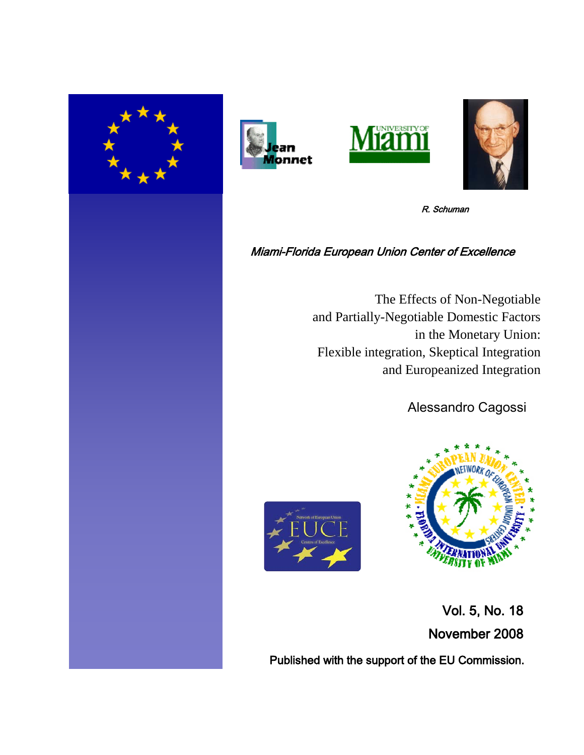*R. Schuman*

*Miami-Florida European Union Center of Excellence*

# The Effects of Non-Negotiable and Partially-Negotiable Domestic Factors in the Monetary Union: Flexible integration, Skeptical Integration and Europeanized Integration

Alessandro Cagossi

**Vol. 5, No. 18**

**November 2008**

**Published with the support of the EU Commission.**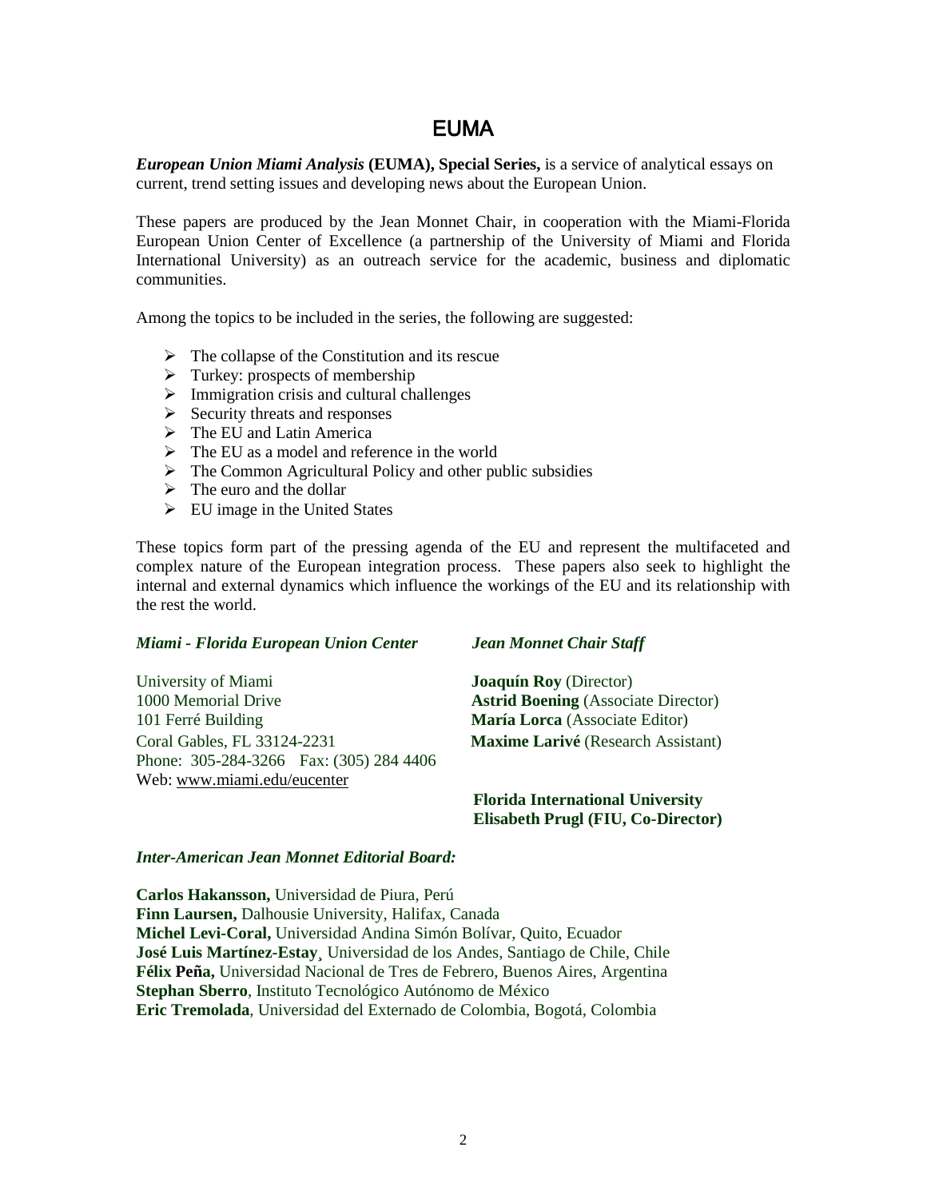# EUMA

***European Union Miami Analysis* (EUMA), Special Series,** is a service of analytical essays on current, trend setting issues and developing news about the European Union.

These papers are produced by the Jean Monnet Chair, in cooperation with the Miami-Florida European Union Center of Excellence (a partnership of the University of Miami and Florida International University) as an outreach service for the academic, business and diplomatic communities.

Among the topics to be included in the series, the following are suggested:

- The collapse of the Constitution and its rescue
- Turkey: prospects of membership
- Immigration crisis and cultural challenges
- Security threats and responses
- The EU and Latin America
- The EU as a model and reference in the world
- The Common Agricultural Policy and other public subsidies
- The euro and the dollar
- EU image in the United States

These topics form part of the pressing agenda of the EU and represent the multifaceted and complex nature of the European integration process. These papers also seek to highlight the internal and external dynamics which influence the workings of the EU and its relationship with the rest the world.

***Miami - Florida European Union Center***

University of Miami
1000 Memorial Drive
101 Ferré Building
Coral Gables, FL 33124-2231
Phone: 305-284-3266 Fax: (305) 284 4406
Web: www.miami.edu/eucenter

***Jean Monnet Chair Staff***

**Joaquín Roy** (Director)
**Astrid Boening** (Associate Director)
**María Lorca** (Associate Editor)
**Maxime Larivé** (Research Assistant)

**Florida International University**
**Elisabeth Prugl (FIU, Co-Director)**

***Inter-American Jean Monnet Editorial Board:***

**Carlos Hakansson,** Universidad de Piura, Perú
**Finn Laursen,** Dalhousie University, Halifax, Canada
**Michel Levi-Coral,** Universidad Andina Simón Bolívar, Quito, Ecuador
**José Luis Martínez-Estay**¸ Universidad de los Andes, Santiago de Chile, Chile
**Félix Peña,** Universidad Nacional de Tres de Febrero, Buenos Aires, Argentina
**Stephan Sberro**, Instituto Tecnológico Autónomo de México
**Eric Tremolada**, Universidad del Externado de Colombia, Bogotá, Colombia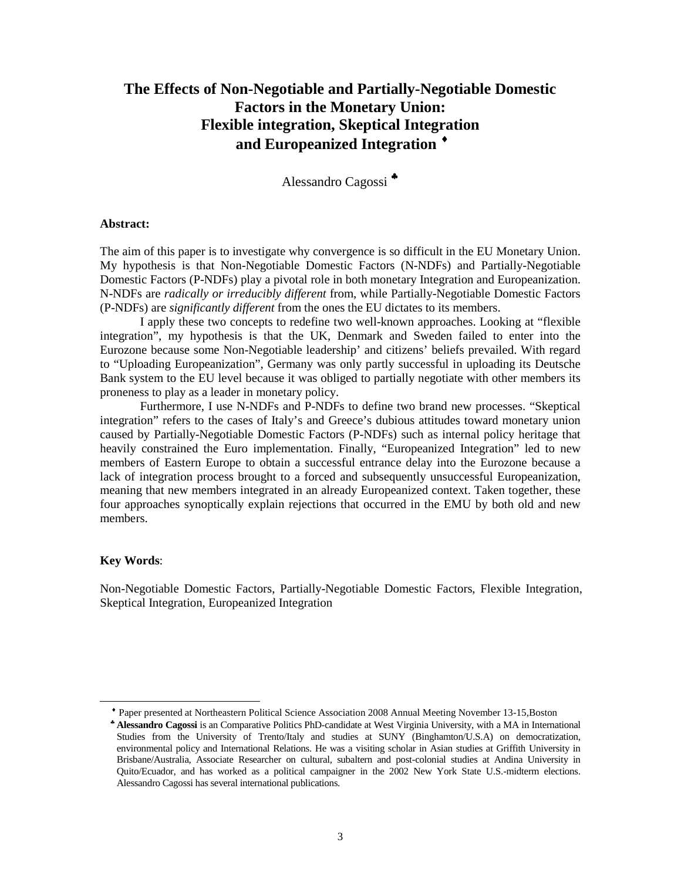# The Effects of Non-Negotiable and Partially-Negotiable Domestic Factors in the Monetary Union: Flexible integration, Skeptical Integration and Europeanized Integration ♦

Alessandro Cagossi ♣

**Abstract:**

The aim of this paper is to investigate why convergence is so difficult in the EU Monetary Union. My hypothesis is that Non-Negotiable Domestic Factors (N-NDFs) and Partially-Negotiable Domestic Factors (P-NDFs) play a pivotal role in both monetary Integration and Europeanization. N-NDFs are *radically or irreducibly different* from, while Partially-Negotiable Domestic Factors (P-NDFs) are *significantly different* from the ones the EU dictates to its members.

I apply these two concepts to redefine two well-known approaches. Looking at "flexible integration", my hypothesis is that the UK, Denmark and Sweden failed to enter into the Eurozone because some Non-Negotiable leadership' and citizens' beliefs prevailed. With regard to "Uploading Europeanization", Germany was only partly successful in uploading its Deutsche Bank system to the EU level because it was obliged to partially negotiate with other members its proneness to play as a leader in monetary policy.

Furthermore, I use N-NDFs and P-NDFs to define two brand new processes. "Skeptical integration" refers to the cases of Italy's and Greece's dubious attitudes toward monetary union caused by Partially-Negotiable Domestic Factors (P-NDFs) such as internal policy heritage that heavily constrained the Euro implementation. Finally, "Europeanized Integration" led to new members of Eastern Europe to obtain a successful entrance delay into the Eurozone because a lack of integration process brought to a forced and subsequently unsuccessful Europeanization, meaning that new members integrated in an already Europeanized context. Taken together, these four approaches synoptically explain rejections that occurred in the EMU by both old and new members.

**Key Words**:

Non-Negotiable Domestic Factors, Partially-Negotiable Domestic Factors, Flexible Integration, Skeptical Integration, Europeanized Integration

---

♦ Paper presented at Northeastern Political Science Association 2008 Annual Meeting November 13-15,Boston

♣ **Alessandro Cagossi** is an Comparative Politics PhD-candidate at West Virginia University, with a MA in International Studies from the University of Trento/Italy and studies at SUNY (Binghamton/U.S.A) on democratization, environmental policy and International Relations. He was a visiting scholar in Asian studies at Griffith University in Brisbane/Australia, Associate Researcher on cultural, subaltern and post-colonial studies at Andina University in Quito/Ecuador, and has worked as a political campaigner in the 2002 New York State U.S.-midterm elections. Alessandro Cagossi has several international publications.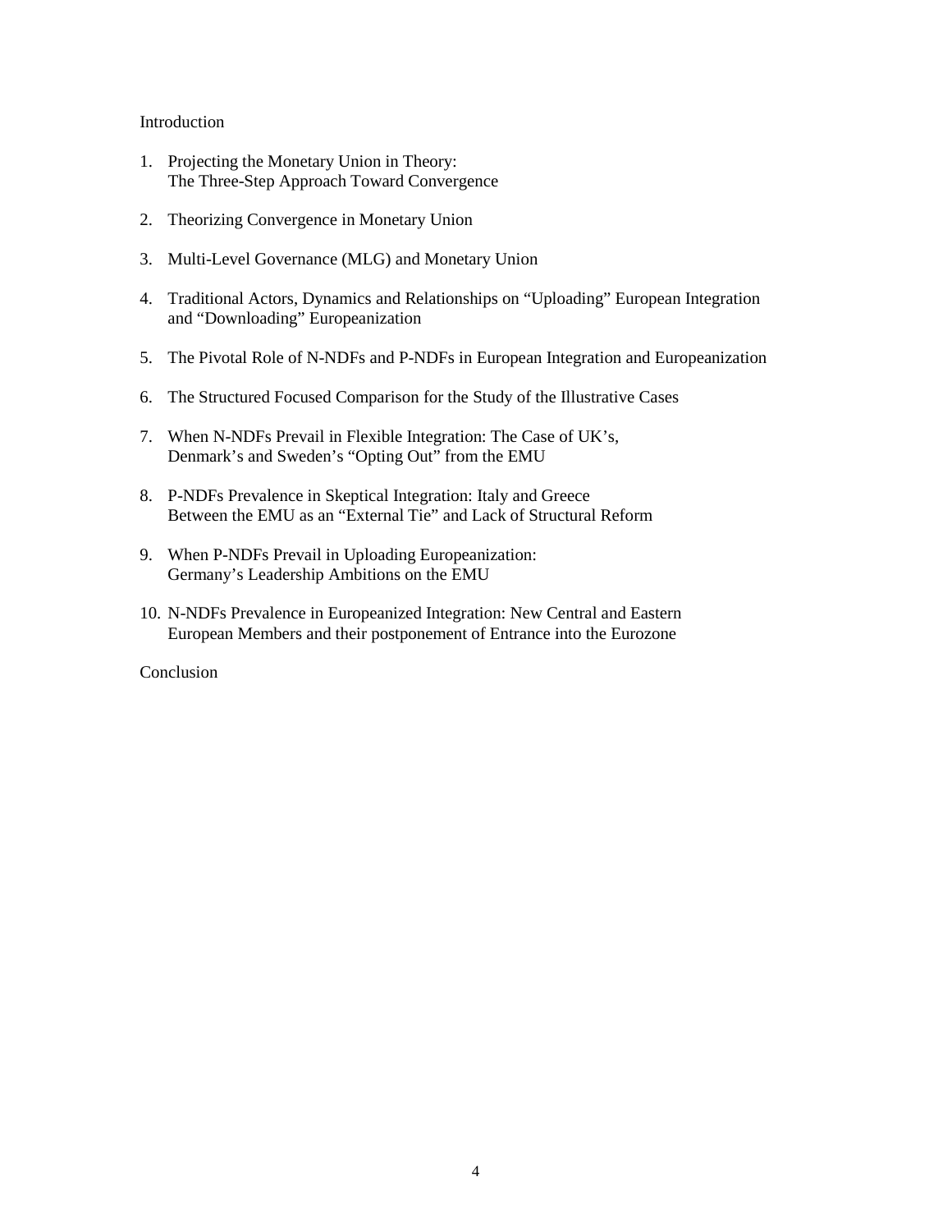Introduction

1. Projecting the Monetary Union in Theory:
   The Three-Step Approach Toward Convergence

2. Theorizing Convergence in Monetary Union

3. Multi-Level Governance (MLG) and Monetary Union

4. Traditional Actors, Dynamics and Relationships on "Uploading" European Integration and "Downloading" Europeanization

5. The Pivotal Role of N-NDFs and P-NDFs in European Integration and Europeanization

6. The Structured Focused Comparison for the Study of the Illustrative Cases

7. When N-NDFs Prevail in Flexible Integration: The Case of UK's, Denmark's and Sweden's "Opting Out" from the EMU

8. P-NDFs Prevalence in Skeptical Integration: Italy and Greece
   Between the EMU as an "External Tie" and Lack of Structural Reform

9. When P-NDFs Prevail in Uploading Europeanization:
   Germany's Leadership Ambitions on the EMU

10. N-NDFs Prevalence in Europeanized Integration: New Central and Eastern European Members and their postponement of Entrance into the Eurozone

Conclusion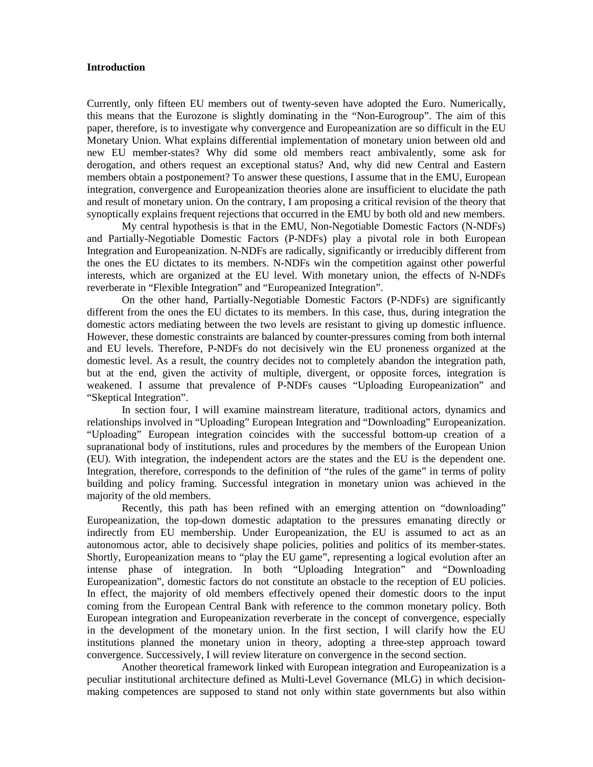### Introduction

Currently, only fifteen EU members out of twenty-seven have adopted the Euro. Numerically, this means that the Eurozone is slightly dominating in the "Non-Eurogroup". The aim of this paper, therefore, is to investigate why convergence and Europeanization are so difficult in the EU Monetary Union. What explains differential implementation of monetary union between old and new EU member-states? Why did some old members react ambivalently, some ask for derogation, and others request an exceptional status? And, why did new Central and Eastern members obtain a postponement? To answer these questions, I assume that in the EMU, European integration, convergence and Europeanization theories alone are insufficient to elucidate the path and result of monetary union. On the contrary, I am proposing a critical revision of the theory that synoptically explains frequent rejections that occurred in the EMU by both old and new members.

My central hypothesis is that in the EMU, Non-Negotiable Domestic Factors (N-NDFs) and Partially-Negotiable Domestic Factors (P-NDFs) play a pivotal role in both European Integration and Europeanization. N-NDFs are radically, significantly or irreducibly different from the ones the EU dictates to its members. N-NDFs win the competition against other powerful interests, which are organized at the EU level. With monetary union, the effects of N-NDFs reverberate in "Flexible Integration" and "Europeanized Integration".

On the other hand, Partially-Negotiable Domestic Factors (P-NDFs) are significantly different from the ones the EU dictates to its members. In this case, thus, during integration the domestic actors mediating between the two levels are resistant to giving up domestic influence. However, these domestic constraints are balanced by counter-pressures coming from both internal and EU levels. Therefore, P-NDFs do not decisively win the EU proneness organized at the domestic level. As a result, the country decides not to completely abandon the integration path, but at the end, given the activity of multiple, divergent, or opposite forces, integration is weakened. I assume that prevalence of P-NDFs causes "Uploading Europeanization" and "Skeptical Integration".

In section four, I will examine mainstream literature, traditional actors, dynamics and relationships involved in "Uploading" European Integration and "Downloading" Europeanization. "Uploading" European integration coincides with the successful bottom-up creation of a supranational body of institutions, rules and procedures by the members of the European Union (EU). With integration, the independent actors are the states and the EU is the dependent one. Integration, therefore, corresponds to the definition of "the rules of the game" in terms of polity building and policy framing. Successful integration in monetary union was achieved in the majority of the old members.

Recently, this path has been refined with an emerging attention on "downloading" Europeanization, the top-down domestic adaptation to the pressures emanating directly or indirectly from EU membership. Under Europeanization, the EU is assumed to act as an autonomous actor, able to decisively shape policies, polities and politics of its member-states. Shortly, Europeanization means to "play the EU game", representing a logical evolution after an intense phase of integration. In both "Uploading Integration" and "Downloading Europeanization", domestic factors do not constitute an obstacle to the reception of EU policies. In effect, the majority of old members effectively opened their domestic doors to the input coming from the European Central Bank with reference to the common monetary policy. Both European integration and Europeanization reverberate in the concept of convergence, especially in the development of the monetary union. In the first section, I will clarify how the EU institutions planned the monetary union in theory, adopting a three-step approach toward convergence. Successively, I will review literature on convergence in the second section.

Another theoretical framework linked with European integration and Europeanization is a peculiar institutional architecture defined as Multi-Level Governance (MLG) in which decision-making competences are supposed to stand not only within state governments but also within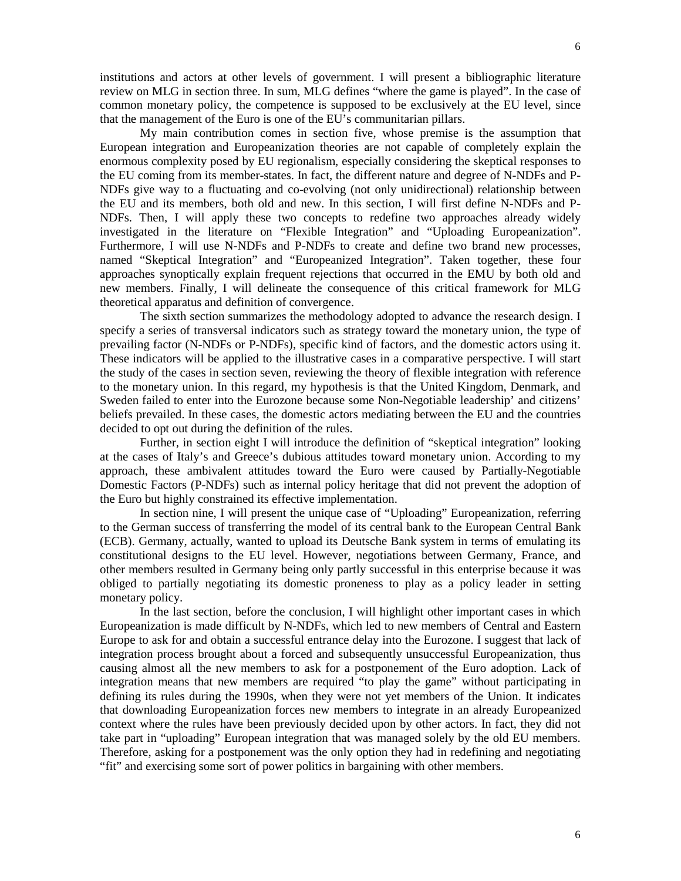institutions and actors at other levels of government. I will present a bibliographic literature review on MLG in section three. In sum, MLG defines "where the game is played". In the case of common monetary policy, the competence is supposed to be exclusively at the EU level, since that the management of the Euro is one of the EU's communitarian pillars.

My main contribution comes in section five, whose premise is the assumption that European integration and Europeanization theories are not capable of completely explain the enormous complexity posed by EU regionalism, especially considering the skeptical responses to the EU coming from its member-states. In fact, the different nature and degree of N-NDFs and P-NDFs give way to a fluctuating and co-evolving (not only unidirectional) relationship between the EU and its members, both old and new. In this section, I will first define N-NDFs and P-NDFs. Then, I will apply these two concepts to redefine two approaches already widely investigated in the literature on "Flexible Integration" and "Uploading Europeanization". Furthermore, I will use N-NDFs and P-NDFs to create and define two brand new processes, named "Skeptical Integration" and "Europeanized Integration". Taken together, these four approaches synoptically explain frequent rejections that occurred in the EMU by both old and new members. Finally, I will delineate the consequence of this critical framework for MLG theoretical apparatus and definition of convergence.

The sixth section summarizes the methodology adopted to advance the research design. I specify a series of transversal indicators such as strategy toward the monetary union, the type of prevailing factor (N-NDFs or P-NDFs), specific kind of factors, and the domestic actors using it. These indicators will be applied to the illustrative cases in a comparative perspective. I will start the study of the cases in section seven, reviewing the theory of flexible integration with reference to the monetary union. In this regard, my hypothesis is that the United Kingdom, Denmark, and Sweden failed to enter into the Eurozone because some Non-Negotiable leadership' and citizens' beliefs prevailed. In these cases, the domestic actors mediating between the EU and the countries decided to opt out during the definition of the rules.

Further, in section eight I will introduce the definition of "skeptical integration" looking at the cases of Italy's and Greece's dubious attitudes toward monetary union. According to my approach, these ambivalent attitudes toward the Euro were caused by Partially-Negotiable Domestic Factors (P-NDFs) such as internal policy heritage that did not prevent the adoption of the Euro but highly constrained its effective implementation.

In section nine, I will present the unique case of "Uploading" Europeanization, referring to the German success of transferring the model of its central bank to the European Central Bank (ECB). Germany, actually, wanted to upload its Deutsche Bank system in terms of emulating its constitutional designs to the EU level. However, negotiations between Germany, France, and other members resulted in Germany being only partly successful in this enterprise because it was obliged to partially negotiating its domestic proneness to play as a policy leader in setting monetary policy.

In the last section, before the conclusion, I will highlight other important cases in which Europeanization is made difficult by N-NDFs, which led to new members of Central and Eastern Europe to ask for and obtain a successful entrance delay into the Eurozone. I suggest that lack of integration process brought about a forced and subsequently unsuccessful Europeanization, thus causing almost all the new members to ask for a postponement of the Euro adoption. Lack of integration means that new members are required "to play the game" without participating in defining its rules during the 1990s, when they were not yet members of the Union. It indicates that downloading Europeanization forces new members to integrate in an already Europeanized context where the rules have been previously decided upon by other actors. In fact, they did not take part in "uploading" European integration that was managed solely by the old EU members. Therefore, asking for a postponement was the only option they had in redefining and negotiating "fit" and exercising some sort of power politics in bargaining with other members.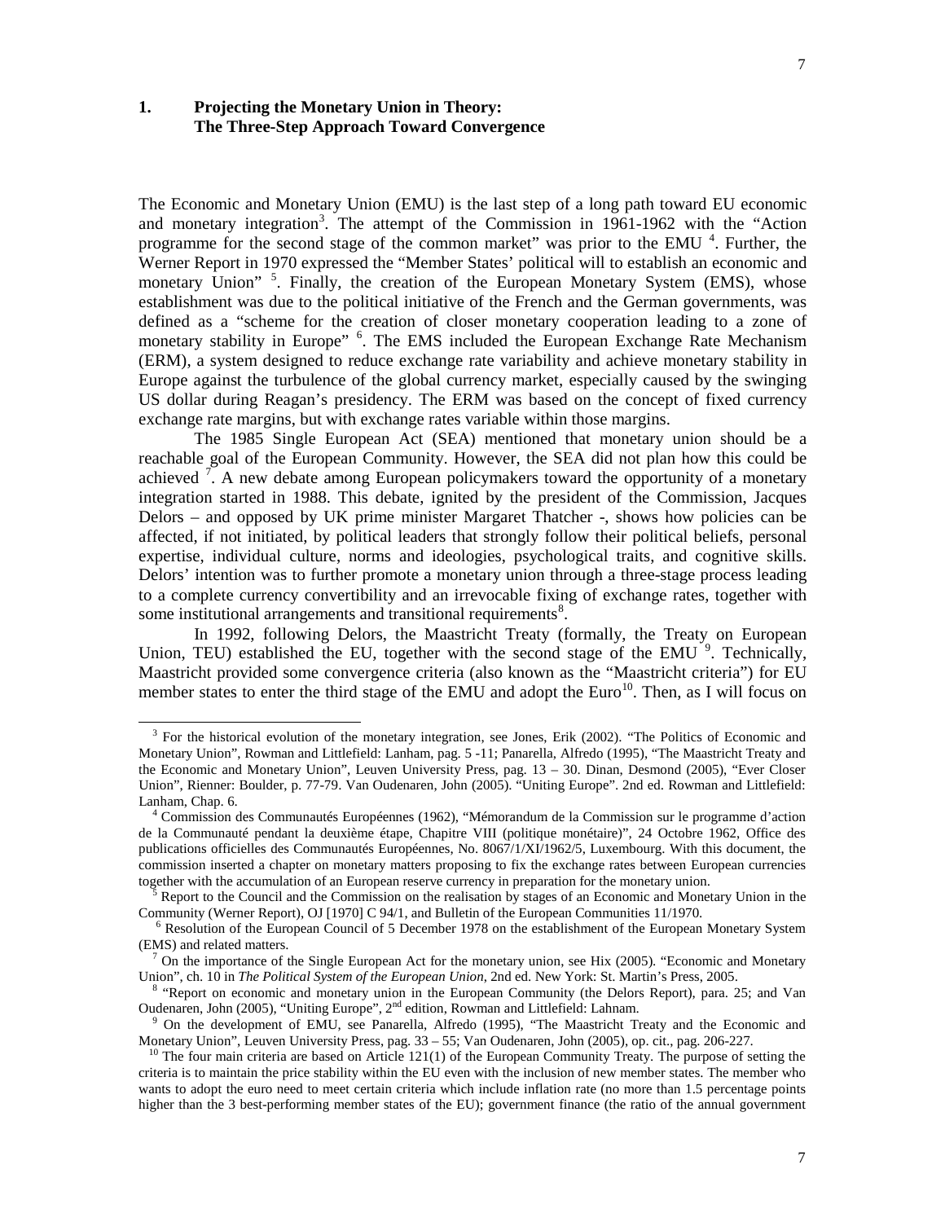## 1. Projecting the Monetary Union in Theory: The Three-Step Approach Toward Convergence

The Economic and Monetary Union (EMU) is the last step of a long path toward EU economic and monetary integration[3]. The attempt of the Commission in 1961-1962 with the "Action programme for the second stage of the common market" was prior to the EMU [4]. Further, the Werner Report in 1970 expressed the "Member States' political will to establish an economic and monetary Union" [5]. Finally, the creation of the European Monetary System (EMS), whose establishment was due to the political initiative of the French and the German governments, was defined as a "scheme for the creation of closer monetary cooperation leading to a zone of monetary stability in Europe" [6]. The EMS included the European Exchange Rate Mechanism (ERM), a system designed to reduce exchange rate variability and achieve monetary stability in Europe against the turbulence of the global currency market, especially caused by the swinging US dollar during Reagan's presidency. The ERM was based on the concept of fixed currency exchange rate margins, but with exchange rates variable within those margins.

The 1985 Single European Act (SEA) mentioned that monetary union should be a reachable goal of the European Community. However, the SEA did not plan how this could be achieved [7]. A new debate among European policymakers toward the opportunity of a monetary integration started in 1988. This debate, ignited by the president of the Commission, Jacques Delors – and opposed by UK prime minister Margaret Thatcher -, shows how policies can be affected, if not initiated, by political leaders that strongly follow their political beliefs, personal expertise, individual culture, norms and ideologies, psychological traits, and cognitive skills. Delors' intention was to further promote a monetary union through a three-stage process leading to a complete currency convertibility and an irrevocable fixing of exchange rates, together with some institutional arrangements and transitional requirements[8].

In 1992, following Delors, the Maastricht Treaty (formally, the Treaty on European Union, TEU) established the EU, together with the second stage of the EMU [9]. Technically, Maastricht provided some convergence criteria (also known as the "Maastricht criteria") for EU member states to enter the third stage of the EMU and adopt the Euro[10]. Then, as I will focus on

---

[3] For the historical evolution of the monetary integration, see Jones, Erik (2002). "The Politics of Economic and Monetary Union", Rowman and Littlefield: Lanham, pag. 5 -11; Panarella, Alfredo (1995), "The Maastricht Treaty and the Economic and Monetary Union", Leuven University Press, pag. 13 – 30. Dinan, Desmond (2005), "Ever Closer Union", Rienner: Boulder, p. 77-79. Van Oudenaren, John (2005). "Uniting Europe". 2nd ed. Rowman and Littlefield: Lanham, Chap. 6.

[4] Commission des Communautés Européennes (1962), "Mémorandum de la Commission sur le programme d'action de la Communauté pendant la deuxième étape, Chapitre VIII (politique monétaire)", 24 Octobre 1962, Office des publications officielles des Communautés Européennes, No. 8067/1/XI/1962/5, Luxembourg. With this document, the commission inserted a chapter on monetary matters proposing to fix the exchange rates between European currencies together with the accumulation of an European reserve currency in preparation for the monetary union.

[5] Report to the Council and the Commission on the realisation by stages of an Economic and Monetary Union in the Community (Werner Report), OJ [1970] C 94/1, and Bulletin of the European Communities 11/1970.

[6] Resolution of the European Council of 5 December 1978 on the establishment of the European Monetary System (EMS) and related matters.

[7] On the importance of the Single European Act for the monetary union, see Hix (2005). "Economic and Monetary Union", ch. 10 in *The Political System of the European Union*, 2nd ed. New York: St. Martin's Press, 2005.

[8] "Report on economic and monetary union in the European Community (the Delors Report), para. 25; and Van Oudenaren, John (2005), "Uniting Europe", 2nd edition, Rowman and Littlefield: Lahnam.

[9] On the development of EMU, see Panarella, Alfredo (1995), "The Maastricht Treaty and the Economic and Monetary Union", Leuven University Press, pag. 33 – 55; Van Oudenaren, John (2005), op. cit., pag. 206-227.

[10] The four main criteria are based on Article 121(1) of the European Community Treaty. The purpose of setting the criteria is to maintain the price stability within the EU even with the inclusion of new member states. The member who wants to adopt the euro need to meet certain criteria which include inflation rate (no more than 1.5 percentage points higher than the 3 best-performing member states of the EU); government finance (the ratio of the annual government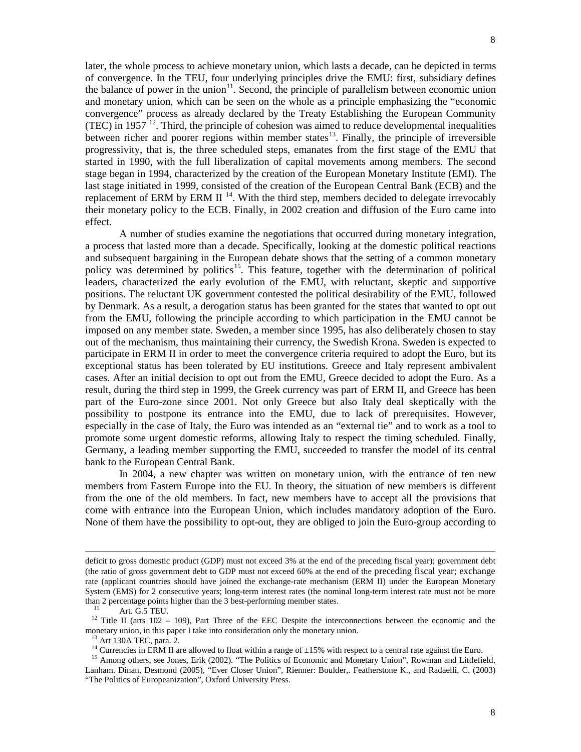later, the whole process to achieve monetary union, which lasts a decade, can be depicted in terms of convergence. In the TEU, four underlying principles drive the EMU: first, subsidiary defines the balance of power in the union[11]. Second, the principle of parallelism between economic union and monetary union, which can be seen on the whole as a principle emphasizing the "economic convergence" process as already declared by the Treaty Establishing the European Community (TEC) in 1957 [12]. Third, the principle of cohesion was aimed to reduce developmental inequalities between richer and poorer regions within member states[13]. Finally, the principle of irreversible progressivity, that is, the three scheduled steps, emanates from the first stage of the EMU that started in 1990, with the full liberalization of capital movements among members. The second stage began in 1994, characterized by the creation of the European Monetary Institute (EMI). The last stage initiated in 1999, consisted of the creation of the European Central Bank (ECB) and the replacement of ERM by ERM II [14]. With the third step, members decided to delegate irrevocably their monetary policy to the ECB. Finally, in 2002 creation and diffusion of the Euro came into effect.

A number of studies examine the negotiations that occurred during monetary integration, a process that lasted more than a decade. Specifically, looking at the domestic political reactions and subsequent bargaining in the European debate shows that the setting of a common monetary policy was determined by politics[15]. This feature, together with the determination of political leaders, characterized the early evolution of the EMU, with reluctant, skeptic and supportive positions. The reluctant UK government contested the political desirability of the EMU, followed by Denmark. As a result, a derogation status has been granted for the states that wanted to opt out from the EMU, following the principle according to which participation in the EMU cannot be imposed on any member state. Sweden, a member since 1995, has also deliberately chosen to stay out of the mechanism, thus maintaining their currency, the Swedish Krona. Sweden is expected to participate in ERM II in order to meet the convergence criteria required to adopt the Euro, but its exceptional status has been tolerated by EU institutions. Greece and Italy represent ambivalent cases. After an initial decision to opt out from the EMU, Greece decided to adopt the Euro. As a result, during the third step in 1999, the Greek currency was part of ERM II, and Greece has been part of the Euro-zone since 2001. Not only Greece but also Italy deal skeptically with the possibility to postpone its entrance into the EMU, due to lack of prerequisites. However, especially in the case of Italy, the Euro was intended as an "external tie" and to work as a tool to promote some urgent domestic reforms, allowing Italy to respect the timing scheduled. Finally, Germany, a leading member supporting the EMU, succeeded to transfer the model of its central bank to the European Central Bank.

In 2004, a new chapter was written on monetary union, with the entrance of ten new members from Eastern Europe into the EU. In theory, the situation of new members is different from the one of the old members. In fact, new members have to accept all the provisions that come with entrance into the European Union, which includes mandatory adoption of the Euro. None of them have the possibility to opt-out, they are obliged to join the Euro-group according to

---

deficit to gross domestic product (GDP) must not exceed 3% at the end of the preceding fiscal year); government debt (the ratio of gross government debt to GDP must not exceed 60% at the end of the preceding fiscal year; exchange rate (applicant countries should have joined the exchange-rate mechanism (ERM II) under the European Monetary System (EMS) for 2 consecutive years; long-term interest rates (the nominal long-term interest rate must not be more than 2 percentage points higher than the 3 best-performing member states.

[11] Art. G.5 TEU.

[12] Title II (arts 102 – 109), Part Three of the EEC Despite the interconnections between the economic and the monetary union, in this paper I take into consideration only the monetary union.

[13] Art 130A TEC, para. 2.

[14] Currencies in ERM II are allowed to float within a range of ±15% with respect to a central rate against the Euro.

[15] Among others, see Jones, Erik (2002). "The Politics of Economic and Monetary Union", Rowman and Littlefield, Lanham. Dinan, Desmond (2005), "Ever Closer Union", Rienner: Boulder,. Featherstone K., and Radaelli, C. (2003) "The Politics of Europeanization", Oxford University Press.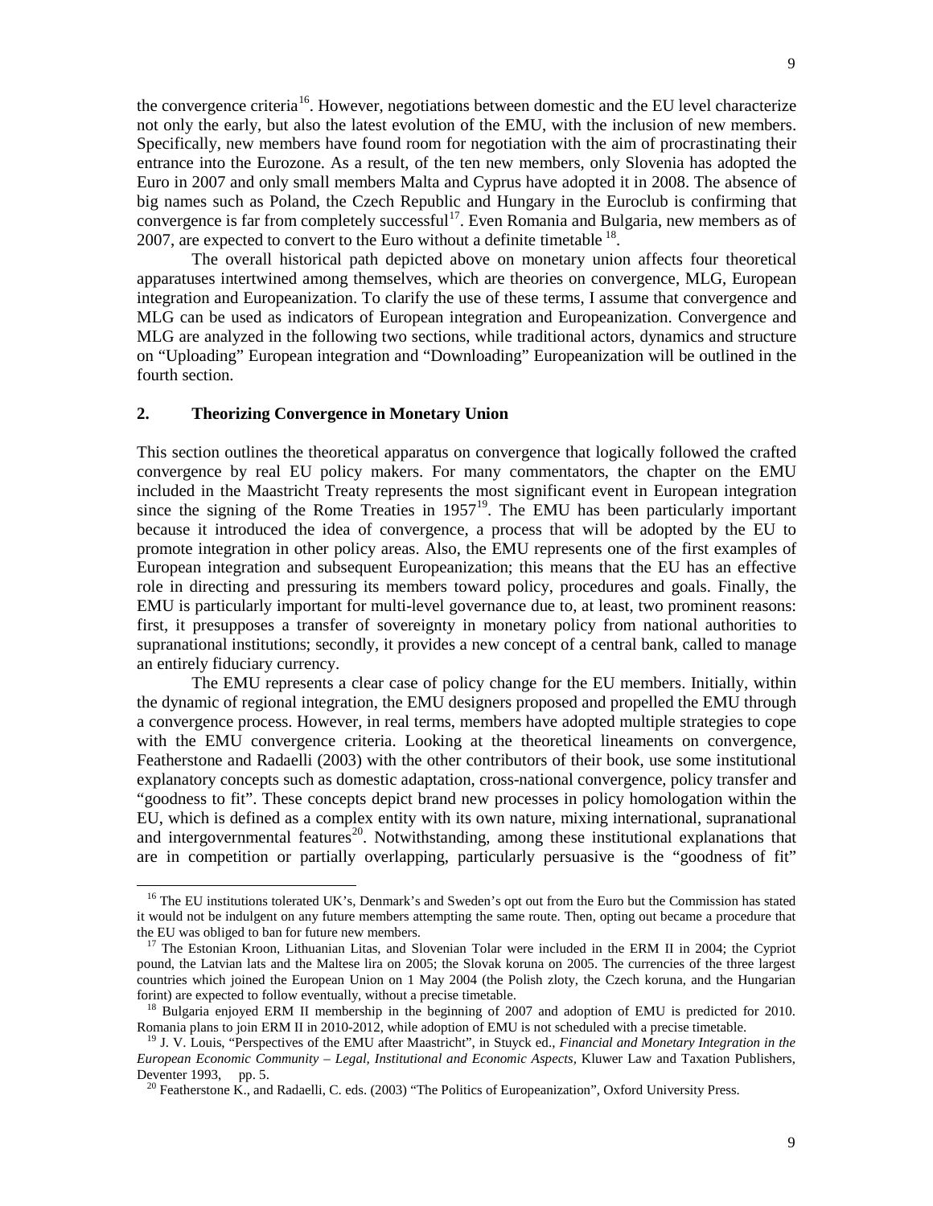the convergence criteria[16]. However, negotiations between domestic and the EU level characterize not only the early, but also the latest evolution of the EMU, with the inclusion of new members. Specifically, new members have found room for negotiation with the aim of procrastinating their entrance into the Eurozone. As a result, of the ten new members, only Slovenia has adopted the Euro in 2007 and only small members Malta and Cyprus have adopted it in 2008. The absence of big names such as Poland, the Czech Republic and Hungary in the Euroclub is confirming that convergence is far from completely successful[17]. Even Romania and Bulgaria, new members as of 2007, are expected to convert to the Euro without a definite timetable [18].

The overall historical path depicted above on monetary union affects four theoretical apparatuses intertwined among themselves, which are theories on convergence, MLG, European integration and Europeanization. To clarify the use of these terms, I assume that convergence and MLG can be used as indicators of European integration and Europeanization. Convergence and MLG are analyzed in the following two sections, while traditional actors, dynamics and structure on "Uploading" European integration and "Downloading" Europeanization will be outlined in the fourth section.

## 2. Theorizing Convergence in Monetary Union

This section outlines the theoretical apparatus on convergence that logically followed the crafted convergence by real EU policy makers. For many commentators, the chapter on the EMU included in the Maastricht Treaty represents the most significant event in European integration since the signing of the Rome Treaties in 1957[19]. The EMU has been particularly important because it introduced the idea of convergence, a process that will be adopted by the EU to promote integration in other policy areas. Also, the EMU represents one of the first examples of European integration and subsequent Europeanization; this means that the EU has an effective role in directing and pressuring its members toward policy, procedures and goals. Finally, the EMU is particularly important for multi-level governance due to, at least, two prominent reasons: first, it presupposes a transfer of sovereignty in monetary policy from national authorities to supranational institutions; secondly, it provides a new concept of a central bank, called to manage an entirely fiduciary currency.

The EMU represents a clear case of policy change for the EU members. Initially, within the dynamic of regional integration, the EMU designers proposed and propelled the EMU through a convergence process. However, in real terms, members have adopted multiple strategies to cope with the EMU convergence criteria. Looking at the theoretical lineaments on convergence, Featherstone and Radaelli (2003) with the other contributors of their book, use some institutional explanatory concepts such as domestic adaptation, cross-national convergence, policy transfer and "goodness to fit". These concepts depict brand new processes in policy homologation within the EU, which is defined as a complex entity with its own nature, mixing international, supranational and intergovernmental features[20]. Notwithstanding, among these institutional explanations that are in competition or partially overlapping, particularly persuasive is the "goodness of fit"

---

[16] The EU institutions tolerated UK's, Denmark's and Sweden's opt out from the Euro but the Commission has stated it would not be indulgent on any future members attempting the same route. Then, opting out became a procedure that the EU was obliged to ban for future new members.

[17] The Estonian Kroon, Lithuanian Litas, and Slovenian Tolar were included in the ERM II in 2004; the Cypriot pound, the Latvian lats and the Maltese lira on 2005; the Slovak koruna on 2005. The currencies of the three largest countries which joined the European Union on 1 May 2004 (the Polish zloty, the Czech koruna, and the Hungarian forint) are expected to follow eventually, without a precise timetable.

[18] Bulgaria enjoyed ERM II membership in the beginning of 2007 and adoption of EMU is predicted for 2010. Romania plans to join ERM II in 2010-2012, while adoption of EMU is not scheduled with a precise timetable.

[19] J. V. Louis, "Perspectives of the EMU after Maastricht", in Stuyck ed., *Financial and Monetary Integration in the European Economic Community – Legal, Institutional and Economic Aspects*, Kluwer Law and Taxation Publishers, Deventer 1993, pp. 5.

[20] Featherstone K., and Radaelli, C. eds. (2003) "The Politics of Europeanization", Oxford University Press.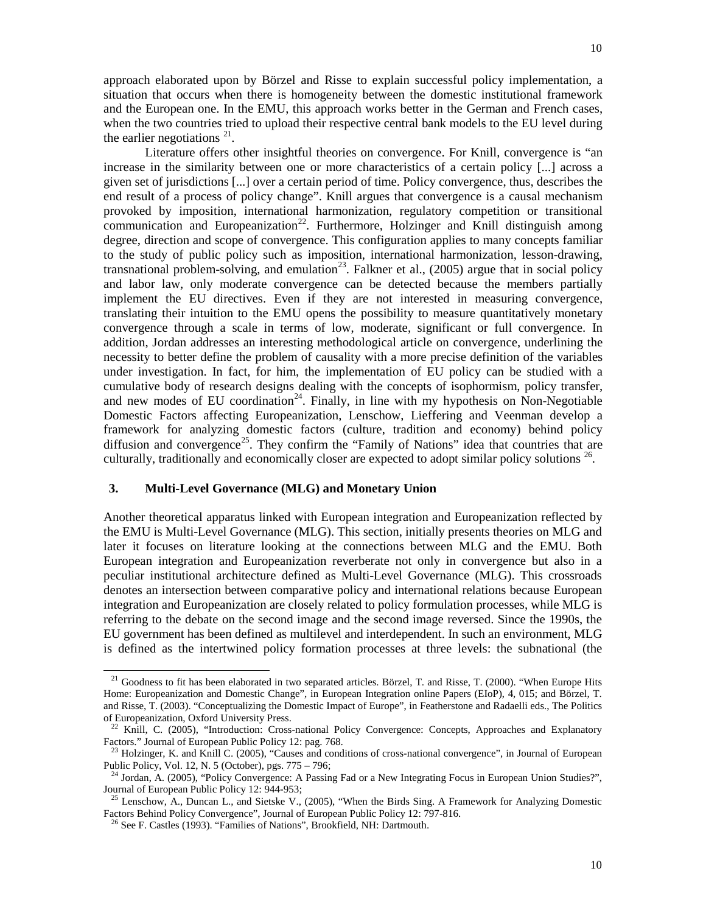approach elaborated upon by Börzel and Risse to explain successful policy implementation, a situation that occurs when there is homogeneity between the domestic institutional framework and the European one. In the EMU, this approach works better in the German and French cases, when the two countries tried to upload their respective central bank models to the EU level during the earlier negotiations [21].

Literature offers other insightful theories on convergence. For Knill, convergence is "an increase in the similarity between one or more characteristics of a certain policy [...] across a given set of jurisdictions [...] over a certain period of time. Policy convergence, thus, describes the end result of a process of policy change". Knill argues that convergence is a causal mechanism provoked by imposition, international harmonization, regulatory competition or transitional communication and Europeanization[22]. Furthermore, Holzinger and Knill distinguish among degree, direction and scope of convergence. This configuration applies to many concepts familiar to the study of public policy such as imposition, international harmonization, lesson-drawing, transnational problem-solving, and emulation[23]. Falkner et al., (2005) argue that in social policy and labor law, only moderate convergence can be detected because the members partially implement the EU directives. Even if they are not interested in measuring convergence, translating their intuition to the EMU opens the possibility to measure quantitatively monetary convergence through a scale in terms of low, moderate, significant or full convergence. In addition, Jordan addresses an interesting methodological article on convergence, underlining the necessity to better define the problem of causality with a more precise definition of the variables under investigation. In fact, for him, the implementation of EU policy can be studied with a cumulative body of research designs dealing with the concepts of isophormism, policy transfer, and new modes of EU coordination[24]. Finally, in line with my hypothesis on Non-Negotiable Domestic Factors affecting Europeanization, Lenschow, Lieffering and Veenman develop a framework for analyzing domestic factors (culture, tradition and economy) behind policy diffusion and convergence[25]. They confirm the "Family of Nations" idea that countries that are culturally, traditionally and economically closer are expected to adopt similar policy solutions [26].

## 3. Multi-Level Governance (MLG) and Monetary Union

Another theoretical apparatus linked with European integration and Europeanization reflected by the EMU is Multi-Level Governance (MLG). This section, initially presents theories on MLG and later it focuses on literature looking at the connections between MLG and the EMU. Both European integration and Europeanization reverberate not only in convergence but also in a peculiar institutional architecture defined as Multi-Level Governance (MLG). This crossroads denotes an intersection between comparative policy and international relations because European integration and Europeanization are closely related to policy formulation processes, while MLG is referring to the debate on the second image and the second image reversed. Since the 1990s, the EU government has been defined as multilevel and interdependent. In such an environment, MLG is defined as the intertwined policy formation processes at three levels: the subnational (the

---

[21] Goodness to fit has been elaborated in two separated articles. Börzel, T. and Risse, T. (2000). "When Europe Hits Home: Europeanization and Domestic Change", in European Integration online Papers (EIoP), 4, 015; and Börzel, T. and Risse, T. (2003). "Conceptualizing the Domestic Impact of Europe", in Featherstone and Radaelli eds., The Politics of Europeanization, Oxford University Press.

[22] Knill, C. (2005), "Introduction: Cross-national Policy Convergence: Concepts, Approaches and Explanatory Factors." Journal of European Public Policy 12: pag. 768.

[23] Holzinger, K. and Knill C. (2005), "Causes and conditions of cross-national convergence", in Journal of European Public Policy, Vol. 12, N. 5 (October), pgs. 775 – 796;

[24] Jordan, A. (2005), "Policy Convergence: A Passing Fad or a New Integrating Focus in European Union Studies?", Journal of European Public Policy 12: 944-953;

[25] Lenschow, A., Duncan L., and Sietske V., (2005), "When the Birds Sing. A Framework for Analyzing Domestic Factors Behind Policy Convergence", Journal of European Public Policy 12: 797-816.

[26] See F. Castles (1993). "Families of Nations", Brookfield, NH: Dartmouth.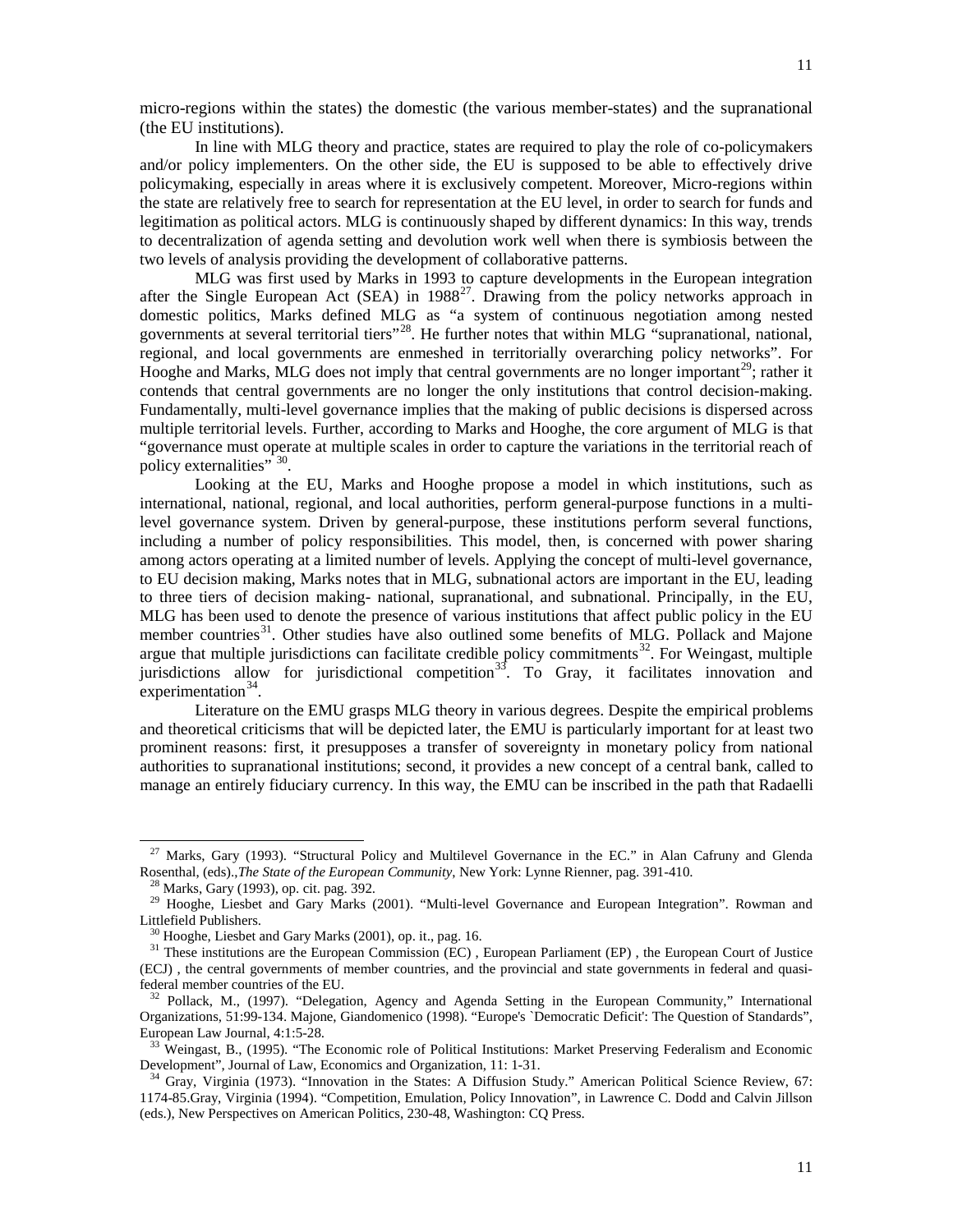micro-regions within the states) the domestic (the various member-states) and the supranational (the EU institutions).

In line with MLG theory and practice, states are required to play the role of co-policymakers and/or policy implementers. On the other side, the EU is supposed to be able to effectively drive policymaking, especially in areas where it is exclusively competent. Moreover, Micro-regions within the state are relatively free to search for representation at the EU level, in order to search for funds and legitimation as political actors. MLG is continuously shaped by different dynamics: In this way, trends to decentralization of agenda setting and devolution work well when there is symbiosis between the two levels of analysis providing the development of collaborative patterns.

MLG was first used by Marks in 1993 to capture developments in the European integration after the Single European Act (SEA) in 1988[27]. Drawing from the policy networks approach in domestic politics, Marks defined MLG as "a system of continuous negotiation among nested governments at several territorial tiers"[28]. He further notes that within MLG "supranational, national, regional, and local governments are enmeshed in territorially overarching policy networks". For Hooghe and Marks, MLG does not imply that central governments are no longer important[29]; rather it contends that central governments are no longer the only institutions that control decision-making. Fundamentally, multi-level governance implies that the making of public decisions is dispersed across multiple territorial levels. Further, according to Marks and Hooghe, the core argument of MLG is that "governance must operate at multiple scales in order to capture the variations in the territorial reach of policy externalities" [30].

Looking at the EU, Marks and Hooghe propose a model in which institutions, such as international, national, regional, and local authorities, perform general-purpose functions in a multi-level governance system. Driven by general-purpose, these institutions perform several functions, including a number of policy responsibilities. This model, then, is concerned with power sharing among actors operating at a limited number of levels. Applying the concept of multi-level governance, to EU decision making, Marks notes that in MLG, subnational actors are important in the EU, leading to three tiers of decision making- national, supranational, and subnational. Principally, in the EU, MLG has been used to denote the presence of various institutions that affect public policy in the EU member countries[31]. Other studies have also outlined some benefits of MLG. Pollack and Majone argue that multiple jurisdictions can facilitate credible policy commitments[32]. For Weingast, multiple jurisdictions allow for jurisdictional competition[33]. To Gray, it facilitates innovation and experimentation[34].

Literature on the EMU grasps MLG theory in various degrees. Despite the empirical problems and theoretical criticisms that will be depicted later, the EMU is particularly important for at least two prominent reasons: first, it presupposes a transfer of sovereignty in monetary policy from national authorities to supranational institutions; second, it provides a new concept of a central bank, called to manage an entirely fiduciary currency. In this way, the EMU can be inscribed in the path that Radaelli

---

[27] Marks, Gary (1993). "Structural Policy and Multilevel Governance in the EC." in Alan Cafruny and Glenda Rosenthal, (eds).,*The State of the European Community*, New York: Lynne Rienner, pag. 391-410.

[28] Marks, Gary (1993), op. cit. pag. 392.

[29] Hooghe, Liesbet and Gary Marks (2001). "Multi-level Governance and European Integration". Rowman and Littlefield Publishers.

[30] Hooghe, Liesbet and Gary Marks (2001), op. it., pag. 16.

[31] These institutions are the European Commission (EC) , European Parliament (EP) , the European Court of Justice (ECJ) , the central governments of member countries, and the provincial and state governments in federal and quasi-federal member countries of the EU.

[32] Pollack, M., (1997). "Delegation, Agency and Agenda Setting in the European Community," International Organizations, 51:99-134. Majone, Giandomenico (1998). "Europe's `Democratic Deficit': The Question of Standards", European Law Journal, 4:1:5-28.

[33] Weingast, B., (1995). "The Economic role of Political Institutions: Market Preserving Federalism and Economic Development", Journal of Law, Economics and Organization, 11: 1-31.

[34] Gray, Virginia (1973). "Innovation in the States: A Diffusion Study." American Political Science Review, 67: 1174-85.Gray, Virginia (1994). "Competition, Emulation, Policy Innovation", in Lawrence C. Dodd and Calvin Jillson (eds.), New Perspectives on American Politics, 230-48, Washington: CQ Press.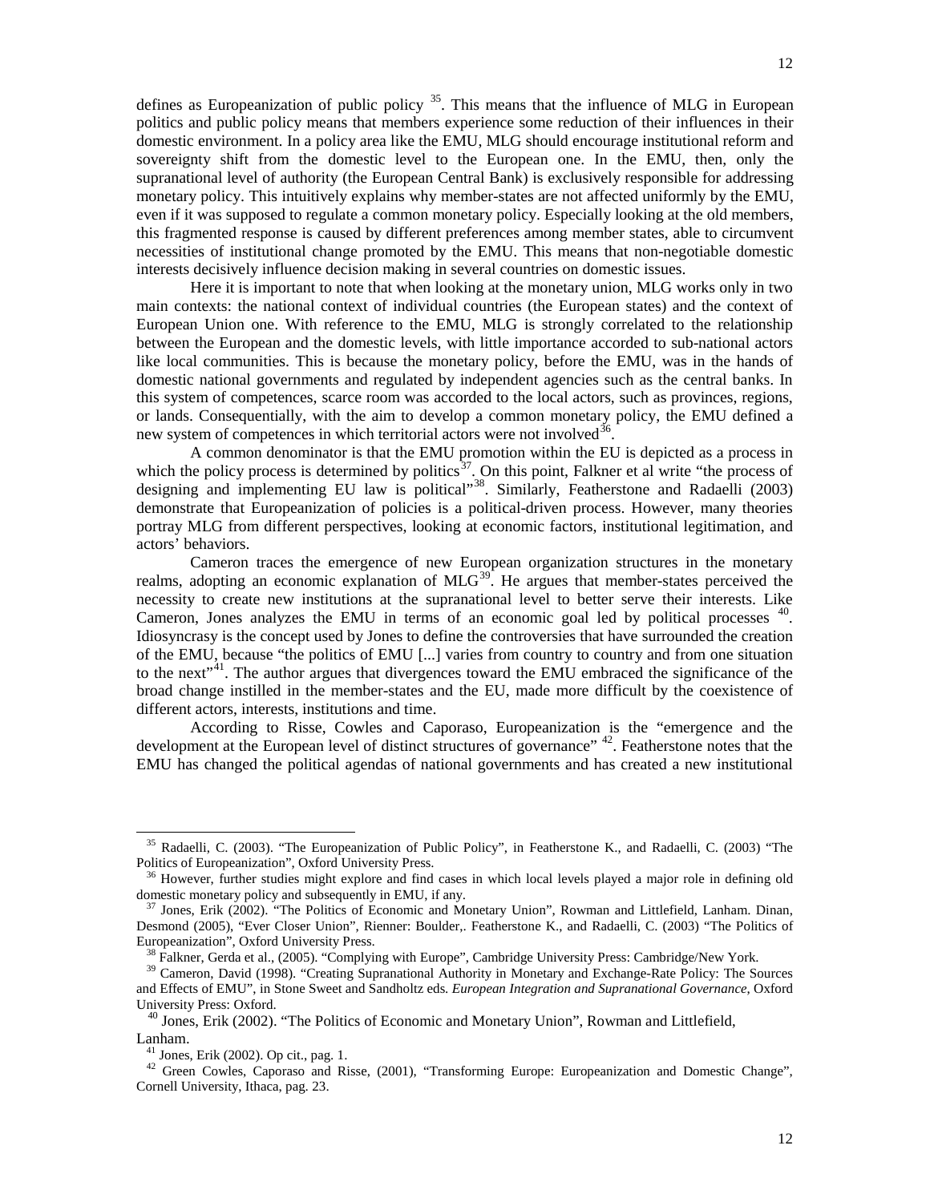defines as Europeanization of public policy [35]. This means that the influence of MLG in European politics and public policy means that members experience some reduction of their influences in their domestic environment. In a policy area like the EMU, MLG should encourage institutional reform and sovereignty shift from the domestic level to the European one. In the EMU, then, only the supranational level of authority (the European Central Bank) is exclusively responsible for addressing monetary policy. This intuitively explains why member-states are not affected uniformly by the EMU, even if it was supposed to regulate a common monetary policy. Especially looking at the old members, this fragmented response is caused by different preferences among member states, able to circumvent necessities of institutional change promoted by the EMU. This means that non-negotiable domestic interests decisively influence decision making in several countries on domestic issues.

Here it is important to note that when looking at the monetary union, MLG works only in two main contexts: the national context of individual countries (the European states) and the context of European Union one. With reference to the EMU, MLG is strongly correlated to the relationship between the European and the domestic levels, with little importance accorded to sub-national actors like local communities. This is because the monetary policy, before the EMU, was in the hands of domestic national governments and regulated by independent agencies such as the central banks. In this system of competences, scarce room was accorded to the local actors, such as provinces, regions, or lands. Consequentially, with the aim to develop a common monetary policy, the EMU defined a new system of competences in which territorial actors were not involved[36].

A common denominator is that the EMU promotion within the EU is depicted as a process in which the policy process is determined by politics[37]. On this point, Falkner et al write "the process of designing and implementing EU law is political"[38]. Similarly, Featherstone and Radaelli (2003) demonstrate that Europeanization of policies is a political-driven process. However, many theories portray MLG from different perspectives, looking at economic factors, institutional legitimation, and actors' behaviors.

Cameron traces the emergence of new European organization structures in the monetary realms, adopting an economic explanation of MLG[39]. He argues that member-states perceived the necessity to create new institutions at the supranational level to better serve their interests. Like Cameron, Jones analyzes the EMU in terms of an economic goal led by political processes [40]. Idiosyncrasy is the concept used by Jones to define the controversies that have surrounded the creation of the EMU, because "the politics of EMU [...] varies from country to country and from one situation to the next"[41]. The author argues that divergences toward the EMU embraced the significance of the broad change instilled in the member-states and the EU, made more difficult by the coexistence of different actors, interests, institutions and time.

According to Risse, Cowles and Caporaso, Europeanization is the "emergence and the development at the European level of distinct structures of governance" [42]. Featherstone notes that the EMU has changed the political agendas of national governments and has created a new institutional

---

[35] Radaelli, C. (2003). "The Europeanization of Public Policy", in Featherstone K., and Radaelli, C. (2003) "The Politics of Europeanization", Oxford University Press.

[36] However, further studies might explore and find cases in which local levels played a major role in defining old domestic monetary policy and subsequently in EMU, if any.

[37] Jones, Erik (2002). "The Politics of Economic and Monetary Union", Rowman and Littlefield, Lanham. Dinan, Desmond (2005), "Ever Closer Union", Rienner: Boulder,. Featherstone K., and Radaelli, C. (2003) "The Politics of Europeanization", Oxford University Press.

[38] Falkner, Gerda et al., (2005). "Complying with Europe", Cambridge University Press: Cambridge/New York.

[39] Cameron, David (1998). "Creating Supranational Authority in Monetary and Exchange-Rate Policy: The Sources and Effects of EMU", in Stone Sweet and Sandholtz eds. *European Integration and Supranational Governance*, Oxford University Press: Oxford.

[40] Jones, Erik (2002). "The Politics of Economic and Monetary Union", Rowman and Littlefield, Lanham.

[41] Jones, Erik (2002). Op cit., pag. 1.

[42] Green Cowles, Caporaso and Risse, (2001), "Transforming Europe: Europeanization and Domestic Change", Cornell University, Ithaca, pag. 23.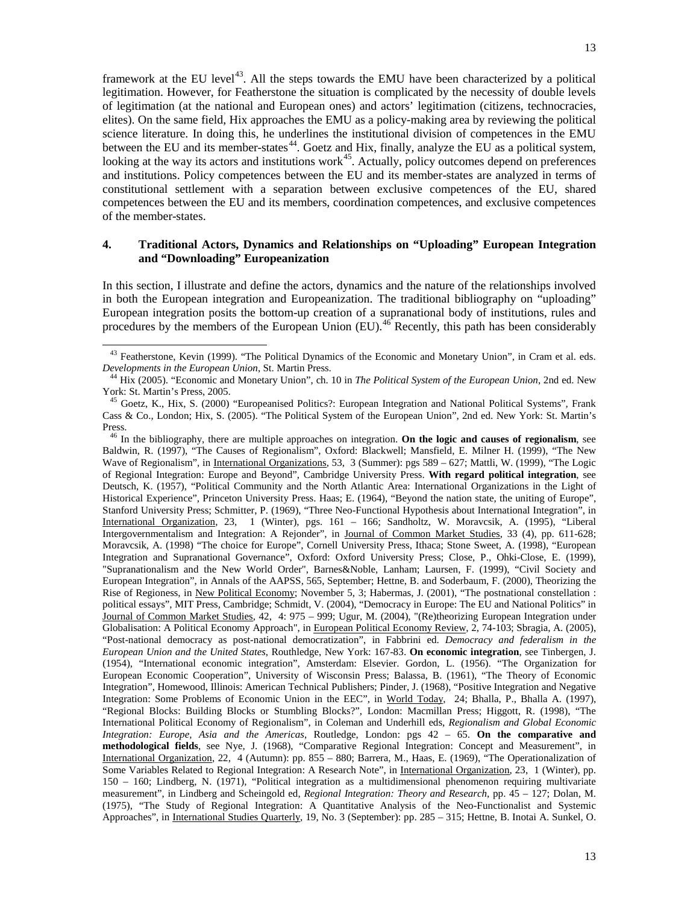framework at the EU level[43]. All the steps towards the EMU have been characterized by a political legitimation. However, for Featherstone the situation is complicated by the necessity of double levels of legitimation (at the national and European ones) and actors' legitimation (citizens, technocracies, elites). On the same field, Hix approaches the EMU as a policy-making area by reviewing the political science literature. In doing this, he underlines the institutional division of competences in the EMU between the EU and its member-states[44]. Goetz and Hix, finally, analyze the EU as a political system, looking at the way its actors and institutions work[45]. Actually, policy outcomes depend on preferences and institutions. Policy competences between the EU and its member-states are analyzed in terms of constitutional settlement with a separation between exclusive competences of the EU, shared competences between the EU and its members, coordination competences, and exclusive competences of the member-states.

## 4. Traditional Actors, Dynamics and Relationships on "Uploading" European Integration and "Downloading" Europeanization

In this section, I illustrate and define the actors, dynamics and the nature of the relationships involved in both the European integration and Europeanization. The traditional bibliography on "uploading" European integration posits the bottom-up creation of a supranational body of institutions, rules and procedures by the members of the European Union (EU).[46] Recently, this path has been considerably

---

[43] Featherstone, Kevin (1999). "The Political Dynamics of the Economic and Monetary Union", in Cram et al. eds. *Developments in the European Union*, St. Martin Press.

[44] Hix (2005). "Economic and Monetary Union", ch. 10 in *The Political System of the European Union*, 2nd ed. New York: St. Martin's Press, 2005.

[45] Goetz, K., Hix, S. (2000) "Europeanised Politics?: European Integration and National Political Systems", Frank Cass & Co., London; Hix, S. (2005). "The Political System of the European Union", 2nd ed. New York: St. Martin's Press.

[46] In the bibliography, there are multiple approaches on integration. **On the logic and causes of regionalism**, see Baldwin, R. (1997), "The Causes of Regionalism", Oxford: Blackwell; Mansfield, E. Milner H. (1999), "The New Wave of Regionalism", in International Organizations, 53, 3 (Summer): pgs 589 – 627; Mattli, W. (1999), "The Logic of Regional Integration: Europe and Beyond", Cambridge University Press. **With regard political integration**, see Deutsch, K. (1957), "Political Community and the North Atlantic Area: International Organizations in the Light of Historical Experience", Princeton University Press. Haas; E. (1964), "Beyond the nation state, the uniting of Europe", Stanford University Press; Schmitter, P. (1969), "Three Neo-Functional Hypothesis about International Integration", in International Organization, 23, 1 (Winter), pgs. 161 – 166; Sandholtz, W. Moravcsik, A. (1995), "Liberal Intergovernmentalism and Integration: A Rejonder", in Journal of Common Market Studies, 33 (4), pp. 611-628; Moravcsik, A. (1998) "The choice for Europe", Cornell University Press, Ithaca; Stone Sweet, A. (1998), "European Integration and Supranational Governance", Oxford: Oxford University Press; Close, P., Ohki-Close, E. (1999), "Supranationalism and the New World Order", Barnes&Noble, Lanham; Laursen, F. (1999), "Civil Society and European Integration", in Annals of the AAPSS, 565, September; Hettne, B. and Soderbaum, F. (2000), Theorizing the Rise of Regioness, in New Political Economy; November 5, 3; Habermas, J. (2001), "The postnational constellation : political essays", MIT Press, Cambridge; Schmidt, V. (2004), "Democracy in Europe: The EU and National Politics" in Journal of Common Market Studies, 42, 4: 975 – 999; Ugur, M. (2004), "(Re)theorizing European Integration under Globalisation: A Political Economy Approach", in European Political Economy Review, 2, 74-103; Sbragia, A. (2005), "Post-national democracy as post-national democratization", in Fabbrini ed. *Democracy and federalism in the European Union and the United States*, Routhledge, New York: 167-83. **On economic integration**, see Tinbergen, J. (1954), "International economic integration", Amsterdam: Elsevier. Gordon, L. (1956). "The Organization for European Economic Cooperation", University of Wisconsin Press; Balassa, B. (1961), "The Theory of Economic Integration", Homewood, Illinois: American Technical Publishers; Pinder, J. (1968), "Positive Integration and Negative Integration: Some Problems of Economic Union in the EEC", in World Today, 24; Bhalla, P., Bhalla A. (1997), "Regional Blocks: Building Blocks or Stumbling Blocks?", London: Macmillan Press; Higgott, R. (1998), "The International Political Economy of Regionalism", in Coleman and Underhill eds, *Regionalism and Global Economic Integration: Europe, Asia and the Americas*, Routledge, London: pgs 42 – 65. **On the comparative and methodological fields**, see Nye, J. (1968), "Comparative Regional Integration: Concept and Measurement", in International Organization, 22, 4 (Autumn): pp. 855 – 880; Barrera, M., Haas, E. (1969), "The Operationalization of Some Variables Related to Regional Integration: A Research Note", in International Organization, 23, 1 (Winter), pp. 150 – 160; Lindberg, N. (1971), "Political integration as a multidimensional phenomenon requiring multivariate measurement", in Lindberg and Scheingold ed, *Regional Integration: Theory and Research*, pp. 45 – 127; Dolan, M. (1975), "The Study of Regional Integration: A Quantitative Analysis of the Neo-Functionalist and Systemic Approaches", in International Studies Quarterly, 19, No. 3 (September): pp. 285 – 315; Hettne, B. Inotai A. Sunkel, O.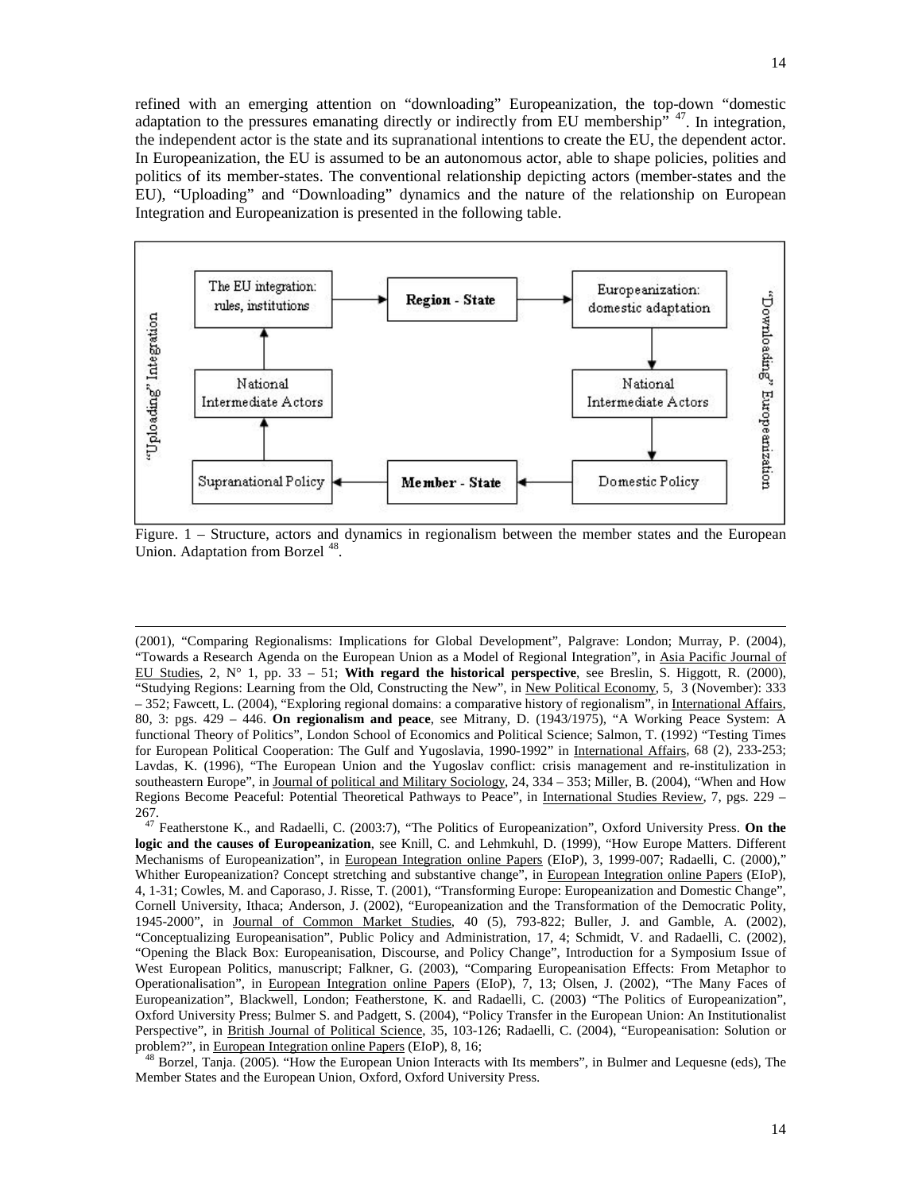refined with an emerging attention on "downloading" Europeanization, the top-down "domestic adaptation to the pressures emanating directly or indirectly from EU membership" [47]. In integration, the independent actor is the state and its supranational intentions to create the EU, the dependent actor. In Europeanization, the EU is assumed to be an autonomous actor, able to shape policies, polities and politics of its member-states. The conventional relationship depicting actors (member-states and the EU), "Uploading" and "Downloading" dynamics and the nature of the relationship on European Integration and Europeanization is presented in the following table.

"Uploading" Integration

The EU integration: rules, institutions → Region - State → Europeanization: domestic adaptation

National Intermediate Actors | National Intermediate Actors

Supranational Policy ← Member - State ← Domestic Policy

"Downloading" Europeanization

Figure. 1 – Structure, actors and dynamics in regionalism between the member states and the European Union. Adaptation from Borzel [48].

---

(2001), "Comparing Regionalisms: Implications for Global Development", Palgrave: London; Murray, P. (2004), "Towards a Research Agenda on the European Union as a Model of Regional Integration", in Asia Pacific Journal of EU Studies, 2, N° 1, pp. 33 – 51; **With regard the historical perspective**, see Breslin, S. Higgott, R. (2000), "Studying Regions: Learning from the Old, Constructing the New", in New Political Economy, 5, 3 (November): 333 – 352; Fawcett, L. (2004), "Exploring regional domains: a comparative history of regionalism", in International Affairs, 80, 3: pgs. 429 – 446. **On regionalism and peace**, see Mitrany, D. (1943/1975), "A Working Peace System: A functional Theory of Politics", London School of Economics and Political Science; Salmon, T. (1992) "Testing Times for European Political Cooperation: The Gulf and Yugoslavia, 1990-1992" in International Affairs, 68 (2), 233-253; Lavdas, K. (1996), "The European Union and the Yugoslav conflict: crisis management and re-institulization in southeastern Europe", in Journal of political and Military Sociology, 24, 334 – 353; Miller, B. (2004), "When and How Regions Become Peaceful: Potential Theoretical Pathways to Peace", in International Studies Review, 7, pgs. 229 – 267.

[47] Featherstone K., and Radaelli, C. (2003:7), "The Politics of Europeanization", Oxford University Press. **On the logic and the causes of Europeanization**, see Knill, C. and Lehmkuhl, D. (1999), "How Europe Matters. Different Mechanisms of Europeanization", in European Integration online Papers (EIoP), 3, 1999-007; Radaelli, C. (2000)," Whither Europeanization? Concept stretching and substantive change", in European Integration online Papers (EIoP), 4, 1-31; Cowles, M. and Caporaso, J. Risse, T. (2001), "Transforming Europe: Europeanization and Domestic Change", Cornell University, Ithaca; Anderson, J. (2002), "Europeanization and the Transformation of the Democratic Polity, 1945-2000", in Journal of Common Market Studies, 40 (5), 793-822; Buller, J. and Gamble, A. (2002), "Conceptualizing Europeanization", Public Policy and Administration, 17, 4; Schmidt, V. and Radaelli, C. (2002), "Opening the Black Box: Europeanisation, Discourse, and Policy Change", Introduction for a Symposium Issue of West European Politics, manuscript; Falkner, G. (2003), "Comparing Europeanisation Effects: From Metaphor to Operationalisation", in European Integration online Papers (EIoP), 7, 13; Olsen, J. (2002), "The Many Faces of Europeanization", Blackwell, London; Featherstone, K. and Radaelli, C. (2003) "The Politics of Europeanization", Oxford University Press; Bulmer S. and Padgett, S. (2004), "Policy Transfer in the European Union: An Institutionalist Perspective", in British Journal of Political Science, 35, 103-126; Radaelli, C. (2004), "Europeanisation: Solution or problem?", in European Integration online Papers (EIoP), 8, 16;

[48] Borzel, Tanja. (2005). "How the European Union Interacts with Its members", in Bulmer and Lequesne (eds), The Member States and the European Union, Oxford, Oxford University Press.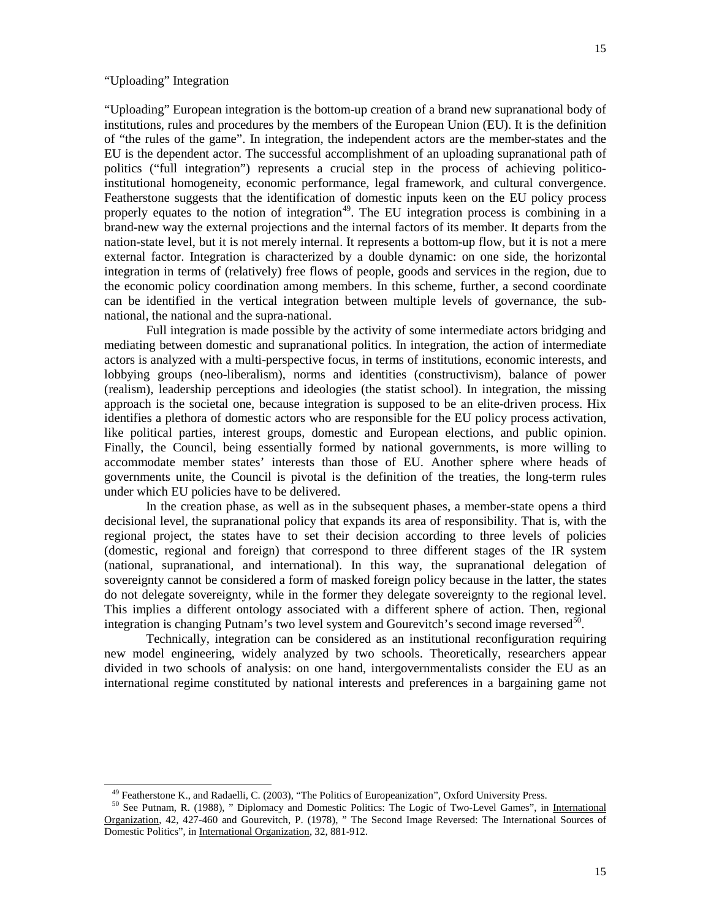### "Uploading" Integration

"Uploading" European integration is the bottom-up creation of a brand new supranational body of institutions, rules and procedures by the members of the European Union (EU). It is the definition of "the rules of the game". In integration, the independent actors are the member-states and the EU is the dependent actor. The successful accomplishment of an uploading supranational path of politics ("full integration") represents a crucial step in the process of achieving politico-institutional homogeneity, economic performance, legal framework, and cultural convergence. Featherstone suggests that the identification of domestic inputs keen on the EU policy process properly equates to the notion of integration[49]. The EU integration process is combining in a brand-new way the external projections and the internal factors of its member. It departs from the nation-state level, but it is not merely internal. It represents a bottom-up flow, but it is not a mere external factor. Integration is characterized by a double dynamic: on one side, the horizontal integration in terms of (relatively) free flows of people, goods and services in the region, due to the economic policy coordination among members. In this scheme, further, a second coordinate can be identified in the vertical integration between multiple levels of governance, the sub-national, the national and the supra-national.

Full integration is made possible by the activity of some intermediate actors bridging and mediating between domestic and supranational politics. In integration, the action of intermediate actors is analyzed with a multi-perspective focus, in terms of institutions, economic interests, and lobbying groups (neo-liberalism), norms and identities (constructivism), balance of power (realism), leadership perceptions and ideologies (the statist school). In integration, the missing approach is the societal one, because integration is supposed to be an elite-driven process. Hix identifies a plethora of domestic actors who are responsible for the EU policy process activation, like political parties, interest groups, domestic and European elections, and public opinion. Finally, the Council, being essentially formed by national governments, is more willing to accommodate member states' interests than those of EU. Another sphere where heads of governments unite, the Council is pivotal is the definition of the treaties, the long-term rules under which EU policies have to be delivered.

In the creation phase, as well as in the subsequent phases, a member-state opens a third decisional level, the supranational policy that expands its area of responsibility. That is, with the regional project, the states have to set their decision according to three levels of policies (domestic, regional and foreign) that correspond to three different stages of the IR system (national, supranational, and international). In this way, the supranational delegation of sovereignty cannot be considered a form of masked foreign policy because in the latter, the states do not delegate sovereignty, while in the former they delegate sovereignty to the regional level. This implies a different ontology associated with a different sphere of action. Then, regional integration is changing Putnam's two level system and Gourevitch's second image reversed[50].

Technically, integration can be considered as an institutional reconfiguration requiring new model engineering, widely analyzed by two schools. Theoretically, researchers appear divided in two schools of analysis: on one hand, intergovernmentalists consider the EU as an international regime constituted by national interests and preferences in a bargaining game not

---

[49] Featherstone K., and Radaelli, C. (2003), "The Politics of Europeanization", Oxford University Press.

[50] See Putnam, R. (1988), " Diplomacy and Domestic Politics: The Logic of Two-Level Games", in International Organization, 42, 427-460 and Gourevitch, P. (1978), " The Second Image Reversed: The International Sources of Domestic Politics", in International Organization, 32, 881-912.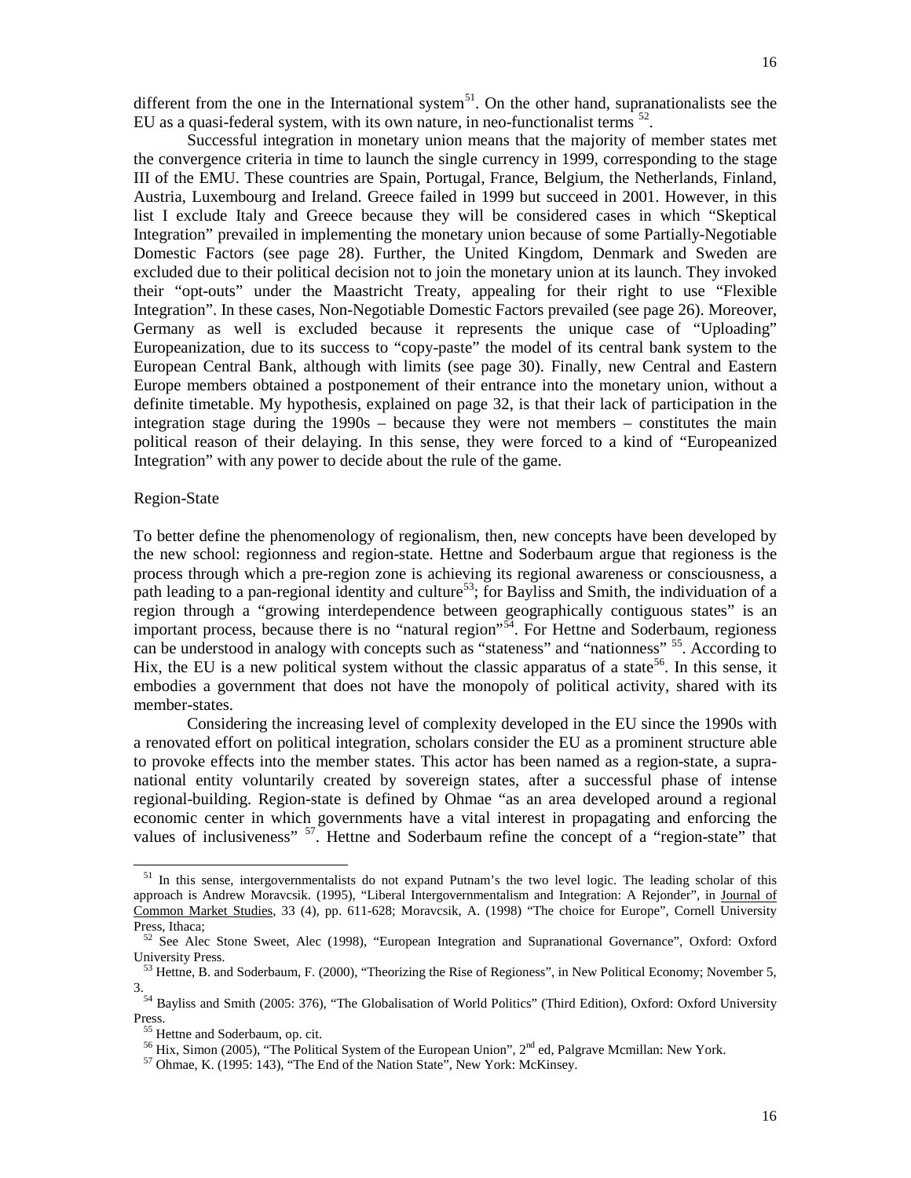different from the one in the International system[51]. On the other hand, supranationalists see the EU as a quasi-federal system, with its own nature, in neo-functionalist terms [52].

Successful integration in monetary union means that the majority of member states met the convergence criteria in time to launch the single currency in 1999, corresponding to the stage III of the EMU. These countries are Spain, Portugal, France, Belgium, the Netherlands, Finland, Austria, Luxembourg and Ireland. Greece failed in 1999 but succeed in 2001. However, in this list I exclude Italy and Greece because they will be considered cases in which "Skeptical Integration" prevailed in implementing the monetary union because of some Partially-Negotiable Domestic Factors (see page 28). Further, the United Kingdom, Denmark and Sweden are excluded due to their political decision not to join the monetary union at its launch. They invoked their "opt-outs" under the Maastricht Treaty, appealing for their right to use "Flexible Integration". In these cases, Non-Negotiable Domestic Factors prevailed (see page 26). Moreover, Germany as well is excluded because it represents the unique case of "Uploading" Europeanization, due to its success to "copy-paste" the model of its central bank system to the European Central Bank, although with limits (see page 30). Finally, new Central and Eastern Europe members obtained a postponement of their entrance into the monetary union, without a definite timetable. My hypothesis, explained on page 32, is that their lack of participation in the integration stage during the 1990s – because they were not members – constitutes the main political reason of their delaying. In this sense, they were forced to a kind of "Europeanized Integration" with any power to decide about the rule of the game.

Region-State

To better define the phenomenology of regionalism, then, new concepts have been developed by the new school: regionness and region-state. Hettne and Soderbaum argue that regioness is the process through which a pre-region zone is achieving its regional awareness or consciousness, a path leading to a pan-regional identity and culture[53]; for Bayliss and Smith, the individuation of a region through a "growing interdependence between geographically contiguous states" is an important process, because there is no "natural region"[54]. For Hettne and Soderbaum, regioness can be understood in analogy with concepts such as "stateness" and "nationness" [55]. According to Hix, the EU is a new political system without the classic apparatus of a state[56]. In this sense, it embodies a government that does not have the monopoly of political activity, shared with its member-states.

Considering the increasing level of complexity developed in the EU since the 1990s with a renovated effort on political integration, scholars consider the EU as a prominent structure able to provoke effects into the member states. This actor has been named as a region-state, a supra-national entity voluntarily created by sovereign states, after a successful phase of intense regional-building. Region-state is defined by Ohmae "as an area developed around a regional economic center in which governments have a vital interest in propagating and enforcing the values of inclusiveness" [57]. Hettne and Soderbaum refine the concept of a "region-state" that

---

[51] In this sense, intergovernmentalists do not expand Putnam's the two level logic. The leading scholar of this approach is Andrew Moravcsik. (1995), "Liberal Intergovernmentalism and Integration: A Rejonder", in Journal of Common Market Studies, 33 (4), pp. 611-628; Moravcsik, A. (1998) "The choice for Europe", Cornell University Press, Ithaca;

[52] See Alec Stone Sweet, Alec (1998), "European Integration and Supranational Governance", Oxford: Oxford University Press.

[53] Hettne, B. and Soderbaum, F. (2000), "Theorizing the Rise of Regioness", in New Political Economy; November 5, 3.

[54] Bayliss and Smith (2005: 376), "The Globalisation of World Politics" (Third Edition), Oxford: Oxford University Press.

[55] Hettne and Soderbaum, op. cit.

[56] Hix, Simon (2005), "The Political System of the European Union", 2nd ed, Palgrave Mcmillan: New York.

[57] Ohmae, K. (1995: 143), "The End of the Nation State", New York: McKinsey.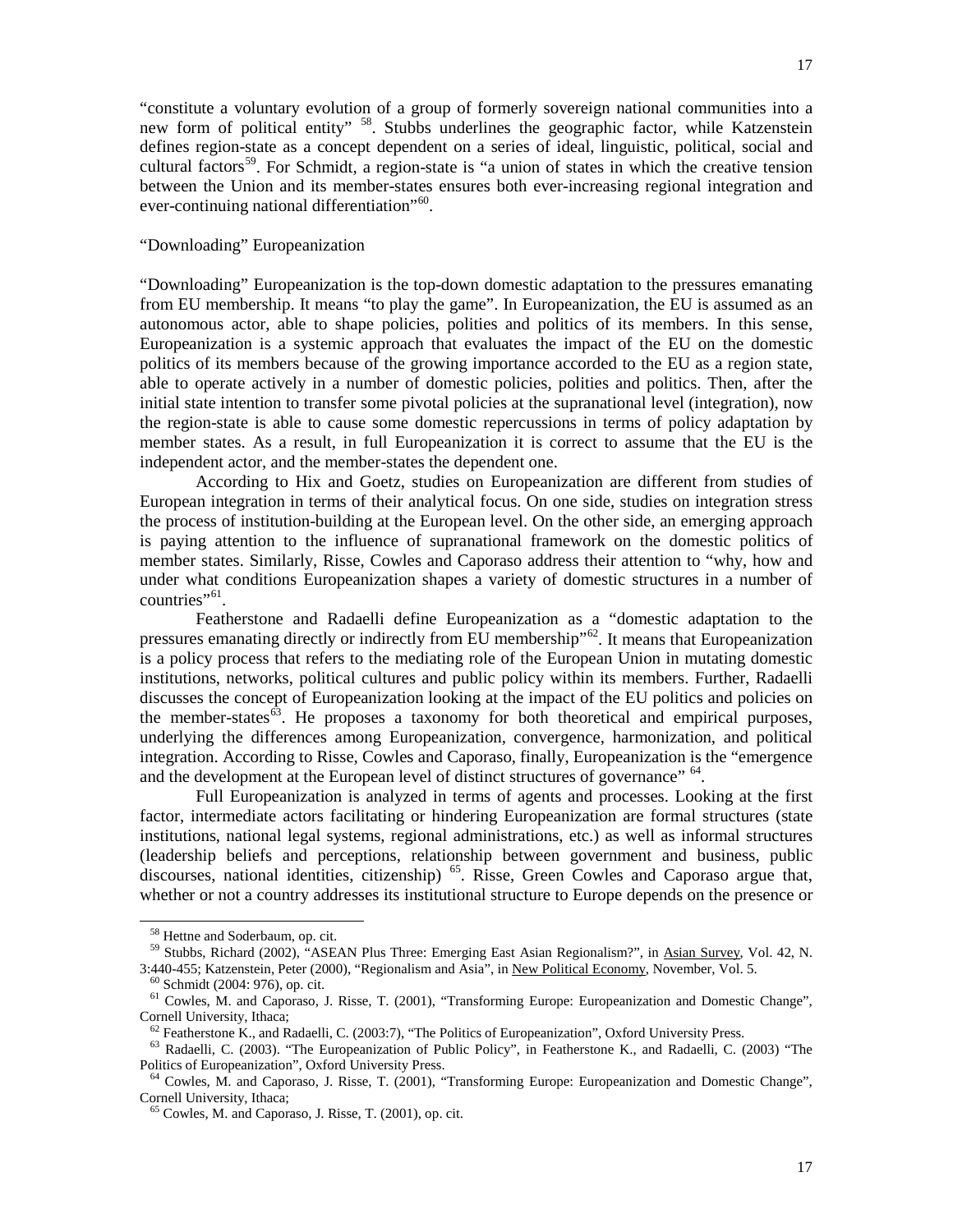"constitute a voluntary evolution of a group of formerly sovereign national communities into a new form of political entity" [58]. Stubbs underlines the geographic factor, while Katzenstein defines region-state as a concept dependent on a series of ideal, linguistic, political, social and cultural factors[59]. For Schmidt, a region-state is "a union of states in which the creative tension between the Union and its member-states ensures both ever-increasing regional integration and ever-continuing national differentiation"[60].

"Downloading" Europeanization

"Downloading" Europeanization is the top-down domestic adaptation to the pressures emanating from EU membership. It means "to play the game". In Europeanization, the EU is assumed as an autonomous actor, able to shape policies, polities and politics of its members. In this sense, Europeanization is a systemic approach that evaluates the impact of the EU on the domestic politics of its members because of the growing importance accorded to the EU as a region state, able to operate actively in a number of domestic policies, polities and politics. Then, after the initial state intention to transfer some pivotal policies at the supranational level (integration), now the region-state is able to cause some domestic repercussions in terms of policy adaptation by member states. As a result, in full Europeanization it is correct to assume that the EU is the independent actor, and the member-states the dependent one.

According to Hix and Goetz, studies on Europeanization are different from studies of European integration in terms of their analytical focus. On one side, studies on integration stress the process of institution-building at the European level. On the other side, an emerging approach is paying attention to the influence of supranational framework on the domestic politics of member states. Similarly, Risse, Cowles and Caporaso address their attention to "why, how and under what conditions Europeanization shapes a variety of domestic structures in a number of countries"[61].

Featherstone and Radaelli define Europeanization as a "domestic adaptation to the pressures emanating directly or indirectly from EU membership"[62]. It means that Europeanization is a policy process that refers to the mediating role of the European Union in mutating domestic institutions, networks, political cultures and public policy within its members. Further, Radaelli discusses the concept of Europeanization looking at the impact of the EU politics and policies on the member-states[63]. He proposes a taxonomy for both theoretical and empirical purposes, underlying the differences among Europeanization, convergence, harmonization, and political integration. According to Risse, Cowles and Caporaso, finally, Europeanization is the "emergence and the development at the European level of distinct structures of governance" [64].

Full Europeanization is analyzed in terms of agents and processes. Looking at the first factor, intermediate actors facilitating or hindering Europeanization are formal structures (state institutions, national legal systems, regional administrations, etc.) as well as informal structures (leadership beliefs and perceptions, relationship between government and business, public discourses, national identities, citizenship) [65]. Risse, Green Cowles and Caporaso argue that, whether or not a country addresses its institutional structure to Europe depends on the presence or

---

[58] Hettne and Soderbaum, op. cit.

[59] Stubbs, Richard (2002), "ASEAN Plus Three: Emerging East Asian Regionalism?", in Asian Survey, Vol. 42, N. 3:440-455; Katzenstein, Peter (2000), "Regionalism and Asia", in New Political Economy, November, Vol. 5.

[60] Schmidt (2004: 976), op. cit.

[61] Cowles, M. and Caporaso, J. Risse, T. (2001), "Transforming Europe: Europeanization and Domestic Change", Cornell University, Ithaca;

[62] Featherstone K., and Radaelli, C. (2003:7), "The Politics of Europeanization", Oxford University Press.

[63] Radaelli, C. (2003). "The Europeanization of Public Policy", in Featherstone K., and Radaelli, C. (2003) "The Politics of Europeanization", Oxford University Press.

[64] Cowles, M. and Caporaso, J. Risse, T. (2001), "Transforming Europe: Europeanization and Domestic Change", Cornell University, Ithaca;

[65] Cowles, M. and Caporaso, J. Risse, T. (2001), op. cit.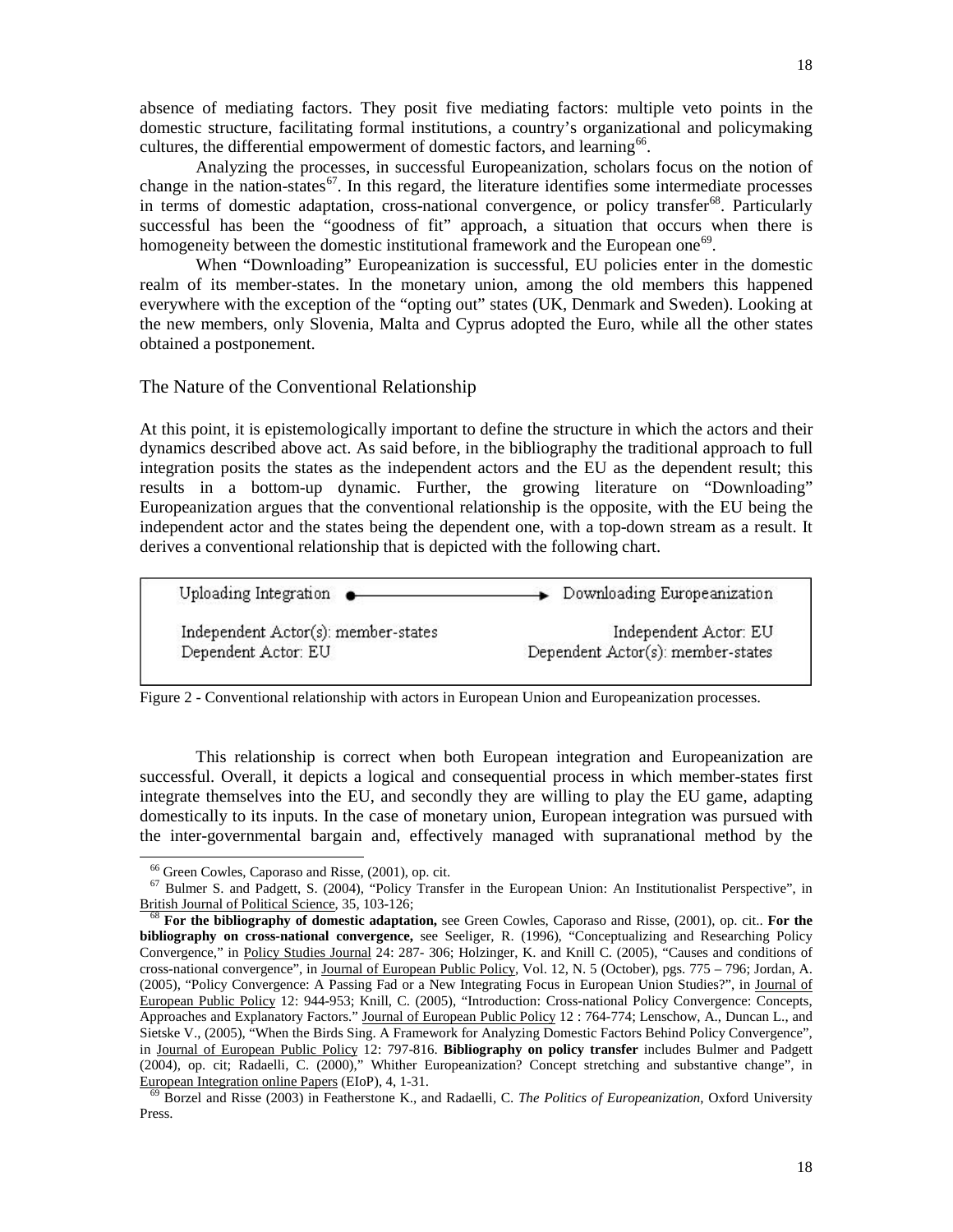absence of mediating factors. They posit five mediating factors: multiple veto points in the domestic structure, facilitating formal institutions, a country's organizational and policymaking cultures, the differential empowerment of domestic factors, and learning[66].

Analyzing the processes, in successful Europeanization, scholars focus on the notion of change in the nation-states[67]. In this regard, the literature identifies some intermediate processes in terms of domestic adaptation, cross-national convergence, or policy transfer[68]. Particularly successful has been the "goodness of fit" approach, a situation that occurs when there is homogeneity between the domestic institutional framework and the European one[69].

When "Downloading" Europeanization is successful, EU policies enter in the domestic realm of its member-states. In the monetary union, among the old members this happened everywhere with the exception of the "opting out" states (UK, Denmark and Sweden). Looking at the new members, only Slovenia, Malta and Cyprus adopted the Euro, while all the other states obtained a postponement.

## The Nature of the Conventional Relationship

At this point, it is epistemologically important to define the structure in which the actors and their dynamics described above act. As said before, in the bibliography the traditional approach to full integration posits the states as the independent actors and the EU as the dependent result; this results in a bottom-up dynamic. Further, the growing literature on "Downloading" Europeanization argues that the conventional relationship is the opposite, with the EU being the independent actor and the states being the dependent one, with a top-down stream as a result. It derives a conventional relationship that is depicted with the following chart.

| Uploading Integration ⟶ | Downloading Europeanization |
|---|---|
| Independent Actor(s): member-states | Independent Actor: EU |
| Dependent Actor: EU | Dependent Actor(s): member-states |

Figure 2 - Conventional relationship with actors in European Union and Europeanization processes.

This relationship is correct when both European integration and Europeanization are successful. Overall, it depicts a logical and consequential process in which member-states first integrate themselves into the EU, and secondly they are willing to play the EU game, adapting domestically to its inputs. In the case of monetary union, European integration was pursued with the inter-governmental bargain and, effectively managed with supranational method by the

---

[66] Green Cowles, Caporaso and Risse, (2001), op. cit.

[67] Bulmer S. and Padgett, S. (2004), "Policy Transfer in the European Union: An Institutionalist Perspective", in British Journal of Political Science, 35, 103-126;

[68] **For the bibliography of domestic adaptation,** see Green Cowles, Caporaso and Risse, (2001), op. cit.. **For the bibliography on cross-national convergence,** see Seeliger, R. (1996), "Conceptualizing and Researching Policy Convergence," in Policy Studies Journal 24: 287- 306; Holzinger, K. and Knill C. (2005), "Causes and conditions of cross-national convergence", in Journal of European Public Policy, Vol. 12, N. 5 (October), pgs. 775 – 796; Jordan, A. (2005), "Policy Convergence: A Passing Fad or a New Integrating Focus in European Union Studies?", in Journal of European Public Policy 12: 944-953; Knill, C. (2005), "Introduction: Cross-national Policy Convergence: Concepts, Approaches and Explanatory Factors." Journal of European Public Policy 12 : 764-774; Lenschow, A., Duncan L., and Sietske V., (2005), "When the Birds Sing. A Framework for Analyzing Domestic Factors Behind Policy Convergence", in Journal of European Public Policy 12: 797-816. **Bibliography on policy transfer** includes Bulmer and Padgett (2004), op. cit; Radaelli, C. (2000)," Whither Europeanization? Concept stretching and substantive change", in European Integration online Papers (EIoP), 4, 1-31.

[69] Borzel and Risse (2003) in Featherstone K., and Radaelli, C. *The Politics of Europeanization*, Oxford University Press.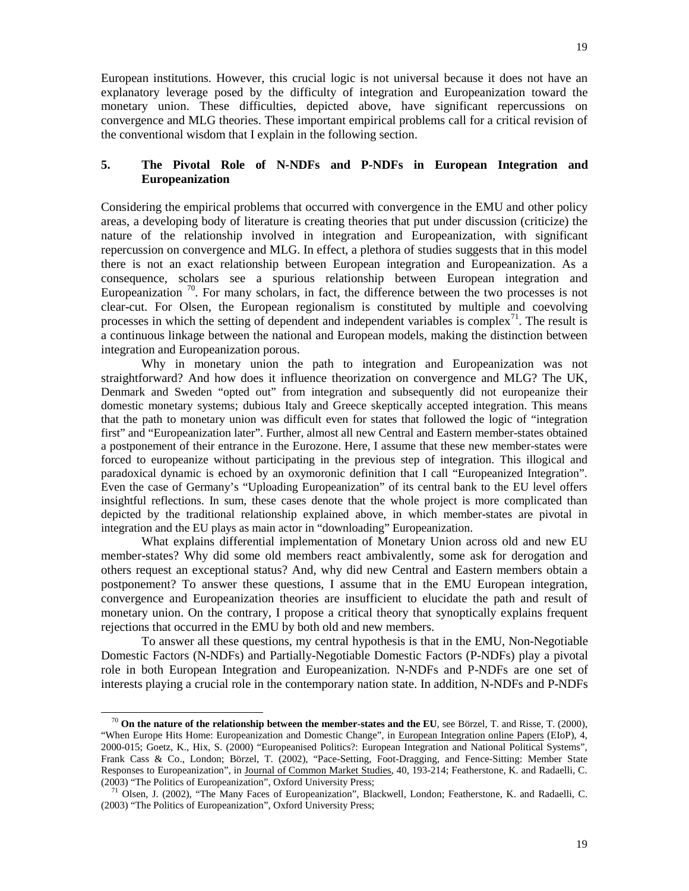European institutions. However, this crucial logic is not universal because it does not have an explanatory leverage posed by the difficulty of integration and Europeanization toward the monetary union. These difficulties, depicted above, have significant repercussions on convergence and MLG theories. These important empirical problems call for a critical revision of the conventional wisdom that I explain in the following section.

## 5. The Pivotal Role of N-NDFs and P-NDFs in European Integration and Europeanization

Considering the empirical problems that occurred with convergence in the EMU and other policy areas, a developing body of literature is creating theories that put under discussion (criticize) the nature of the relationship involved in integration and Europeanization, with significant repercussion on convergence and MLG. In effect, a plethora of studies suggests that in this model there is not an exact relationship between European integration and Europeanization. As a consequence, scholars see a spurious relationship between European integration and Europeanization [70]. For many scholars, in fact, the difference between the two processes is not clear-cut. For Olsen, the European regionalism is constituted by multiple and coevolving processes in which the setting of dependent and independent variables is complex[71]. The result is a continuous linkage between the national and European models, making the distinction between integration and Europeanization porous.

Why in monetary union the path to integration and Europeanization was not straightforward? And how does it influence theorization on convergence and MLG? The UK, Denmark and Sweden "opted out" from integration and subsequently did not europeanize their domestic monetary systems; dubious Italy and Greece skeptically accepted integration. This means that the path to monetary union was difficult even for states that followed the logic of "integration first" and "Europeanization later". Further, almost all new Central and Eastern member-states obtained a postponement of their entrance in the Eurozone. Here, I assume that these new member-states were forced to europeanize without participating in the previous step of integration. This illogical and paradoxical dynamic is echoed by an oxymoronic definition that I call "Europeanized Integration". Even the case of Germany's "Uploading Europeanization" of its central bank to the EU level offers insightful reflections. In sum, these cases denote that the whole project is more complicated than depicted by the traditional relationship explained above, in which member-states are pivotal in integration and the EU plays as main actor in "downloading" Europeanization.

What explains differential implementation of Monetary Union across old and new EU member-states? Why did some old members react ambivalently, some ask for derogation and others request an exceptional status? And, why did new Central and Eastern members obtain a postponement? To answer these questions, I assume that in the EMU European integration, convergence and Europeanization theories are insufficient to elucidate the path and result of monetary union. On the contrary, I propose a critical theory that synoptically explains frequent rejections that occurred in the EMU by both old and new members.

To answer all these questions, my central hypothesis is that in the EMU, Non-Negotiable Domestic Factors (N-NDFs) and Partially-Negotiable Domestic Factors (P-NDFs) play a pivotal role in both European Integration and Europeanization. N-NDFs and P-NDFs are one set of interests playing a crucial role in the contemporary nation state. In addition, N-NDFs and P-NDFs

---

[70] **On the nature of the relationship between the member-states and the EU**, see Börzel, T. and Risse, T. (2000), "When Europe Hits Home: Europeanization and Domestic Change", in European Integration online Papers (EIoP), 4, 2000-015; Goetz, K., Hix, S. (2000) "Europeanised Politics?: European Integration and National Political Systems", Frank Cass & Co., London; Börzel, T. (2002), "Pace-Setting, Foot-Dragging, and Fence-Sitting: Member State Responses to Europeanization", in Journal of Common Market Studies, 40, 193-214; Featherstone, K. and Radaelli, C. (2003) "The Politics of Europeanization", Oxford University Press;

[71] Olsen, J. (2002), "The Many Faces of Europeanization", Blackwell, London; Featherstone, K. and Radaelli, C. (2003) "The Politics of Europeanization", Oxford University Press;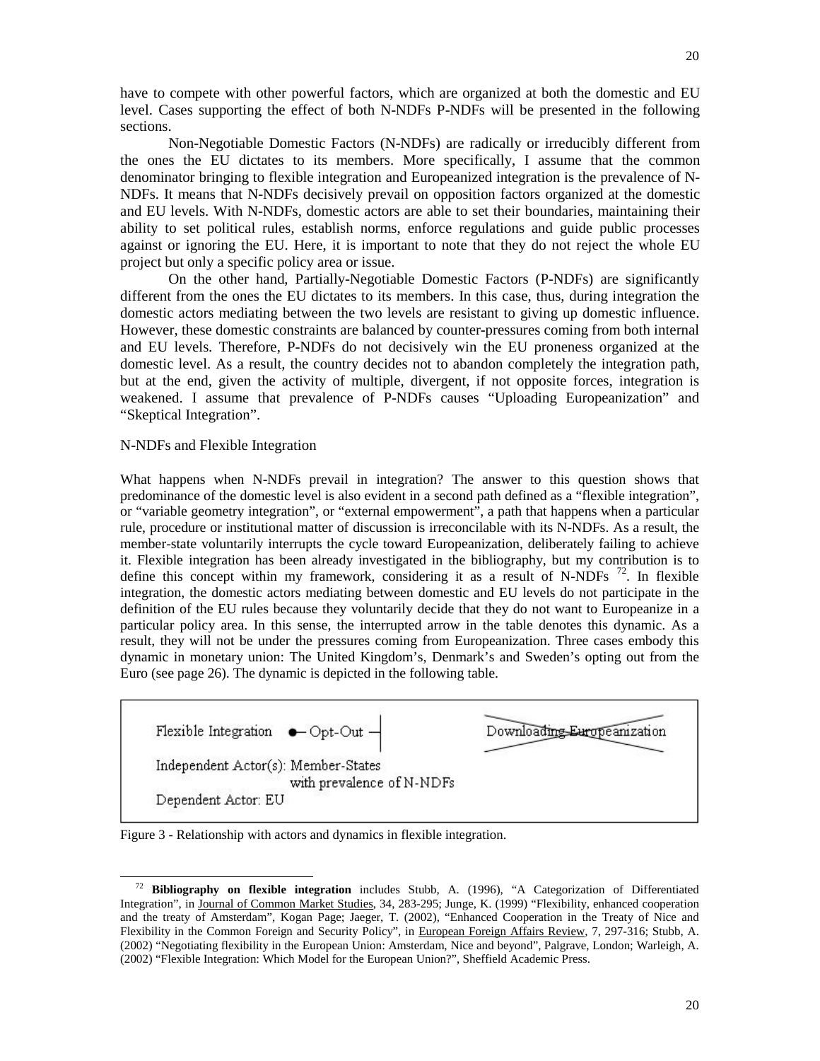have to compete with other powerful factors, which are organized at both the domestic and EU level. Cases supporting the effect of both N-NDFs P-NDFs will be presented in the following sections.

Non-Negotiable Domestic Factors (N-NDFs) are radically or irreducibly different from the ones the EU dictates to its members. More specifically, I assume that the common denominator bringing to flexible integration and Europeanized integration is the prevalence of N-NDFs. It means that N-NDFs decisively prevail on opposition factors organized at the domestic and EU levels. With N-NDFs, domestic actors are able to set their boundaries, maintaining their ability to set political rules, establish norms, enforce regulations and guide public processes against or ignoring the EU. Here, it is important to note that they do not reject the whole EU project but only a specific policy area or issue.

On the other hand, Partially-Negotiable Domestic Factors (P-NDFs) are significantly different from the ones the EU dictates to its members. In this case, thus, during integration the domestic actors mediating between the two levels are resistant to giving up domestic influence. However, these domestic constraints are balanced by counter-pressures coming from both internal and EU levels. Therefore, P-NDFs do not decisively win the EU proneness organized at the domestic level. As a result, the country decides not to abandon completely the integration path, but at the end, given the activity of multiple, divergent, if not opposite forces, integration is weakened. I assume that prevalence of P-NDFs causes "Uploading Europeanization" and "Skeptical Integration".

## N-NDFs and Flexible Integration

What happens when N-NDFs prevail in integration? The answer to this question shows that predominance of the domestic level is also evident in a second path defined as a "flexible integration", or "variable geometry integration", or "external empowerment", a path that happens when a particular rule, procedure or institutional matter of discussion is irreconcilable with its N-NDFs. As a result, the member-state voluntarily interrupts the cycle toward Europeanization, deliberately failing to achieve it. Flexible integration has been already investigated in the bibliography, but my contribution is to define this concept within my framework, considering it as a result of N-NDFs [72]. In flexible integration, the domestic actors mediating between domestic and EU levels do not participate in the definition of the EU rules because they voluntarily decide that they do not want to Europeanize in a particular policy area. In this sense, the interrupted arrow in the table denotes this dynamic. As a result, they will not be under the pressures coming from Europeanization. Three cases embody this dynamic in monetary union: The United Kingdom's, Denmark's and Sweden's opting out from the Euro (see page 26). The dynamic is depicted in the following table.

| Flexible Integration ●— Opt-Out ─┤ | ~~Downloading Europeanization~~ |
|---|---|
| Independent Actor(s): Member-States with prevalence of N-NDFs | |
| Dependent Actor: EU | |

Figure 3 - Relationship with actors and dynamics in flexible integration.

[72] **Bibliography on flexible integration** includes Stubb, A. (1996), "A Categorization of Differentiated Integration", in Journal of Common Market Studies, 34, 283-295; Junge, K. (1999) "Flexibility, enhanced cooperation and the treaty of Amsterdam", Kogan Page; Jaeger, T. (2002), "Enhanced Cooperation in the Treaty of Nice and Flexibility in the Common Foreign and Security Policy", in European Foreign Affairs Review, 7, 297-316; Stubb, A. (2002) "Negotiating flexibility in the European Union: Amsterdam, Nice and beyond", Palgrave, London; Warleigh, A. (2002) "Flexible Integration: Which Model for the European Union?", Sheffield Academic Press.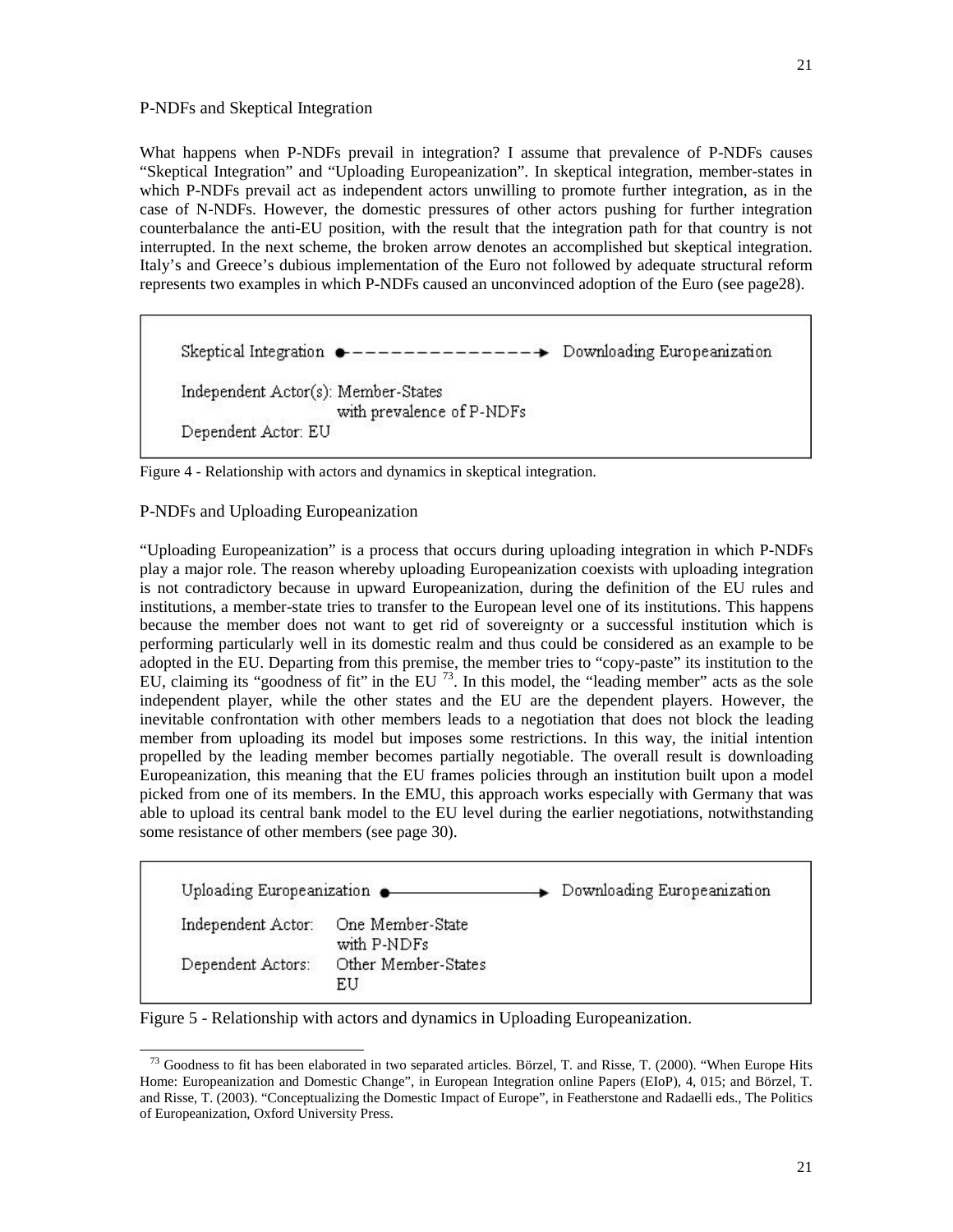### P-NDFs and Skeptical Integration

What happens when P-NDFs prevail in integration? I assume that prevalence of P-NDFs causes "Skeptical Integration" and "Uploading Europeanization". In skeptical integration, member-states in which P-NDFs prevail act as independent actors unwilling to promote further integration, as in the case of N-NDFs. However, the domestic pressures of other actors pushing for further integration counterbalance the anti-EU position, with the result that the integration path for that country is not interrupted. In the next scheme, the broken arrow denotes an accomplished but skeptical integration. Italy's and Greece's dubious implementation of the Euro not followed by adequate structural reform represents two examples in which P-NDFs caused an unconvinced adoption of the Euro (see page28).

```
Skeptical Integration •- - - - - - - - - - - - - - -→ Downloading Europeanization

Independent Actor(s): Member-States
                      with prevalence of P-NDFs
Dependent Actor: EU
```

Figure 4 - Relationship with actors and dynamics in skeptical integration.

### P-NDFs and Uploading Europeanization

"Uploading Europeanization" is a process that occurs during uploading integration in which P-NDFs play a major role. The reason whereby uploading Europeanization coexists with uploading integration is not contradictory because in upward Europeanization, during the definition of the EU rules and institutions, a member-state tries to transfer to the European level one of its institutions. This happens because the member does not want to get rid of sovereignty or a successful institution which is performing particularly well in its domestic realm and thus could be considered as an example to be adopted in the EU. Departing from this premise, the member tries to "copy-paste" its institution to the EU, claiming its "goodness of fit" in the EU [73]. In this model, the "leading member" acts as the sole independent player, while the other states and the EU are the dependent players. However, the inevitable confrontation with other members leads to a negotiation that does not block the leading member from uploading its model but imposes some restrictions. In this way, the initial intention propelled by the leading member becomes partially negotiable. The overall result is downloading Europeanization, this meaning that the EU frames policies through an institution built upon a model picked from one of its members. In the EMU, this approach works especially with Germany that was able to upload its central bank model to the EU level during the earlier negotiations, notwithstanding some resistance of other members (see page 30).

```
Uploading Europeanization •——————————→ Downloading Europeanization

Independent Actor:   One Member-State
                     with P-NDFs
Dependent Actors:    Other Member-States
                     EU
```

Figure 5 - Relationship with actors and dynamics in Uploading Europeanization.

---

[73] Goodness to fit has been elaborated in two separated articles. Börzel, T. and Risse, T. (2000). "When Europe Hits Home: Europeanization and Domestic Change", in European Integration online Papers (EIoP), 4, 015; and Börzel, T. and Risse, T. (2003). "Conceptualizing the Domestic Impact of Europe", in Featherstone and Radaelli eds., The Politics of Europeanization, Oxford University Press.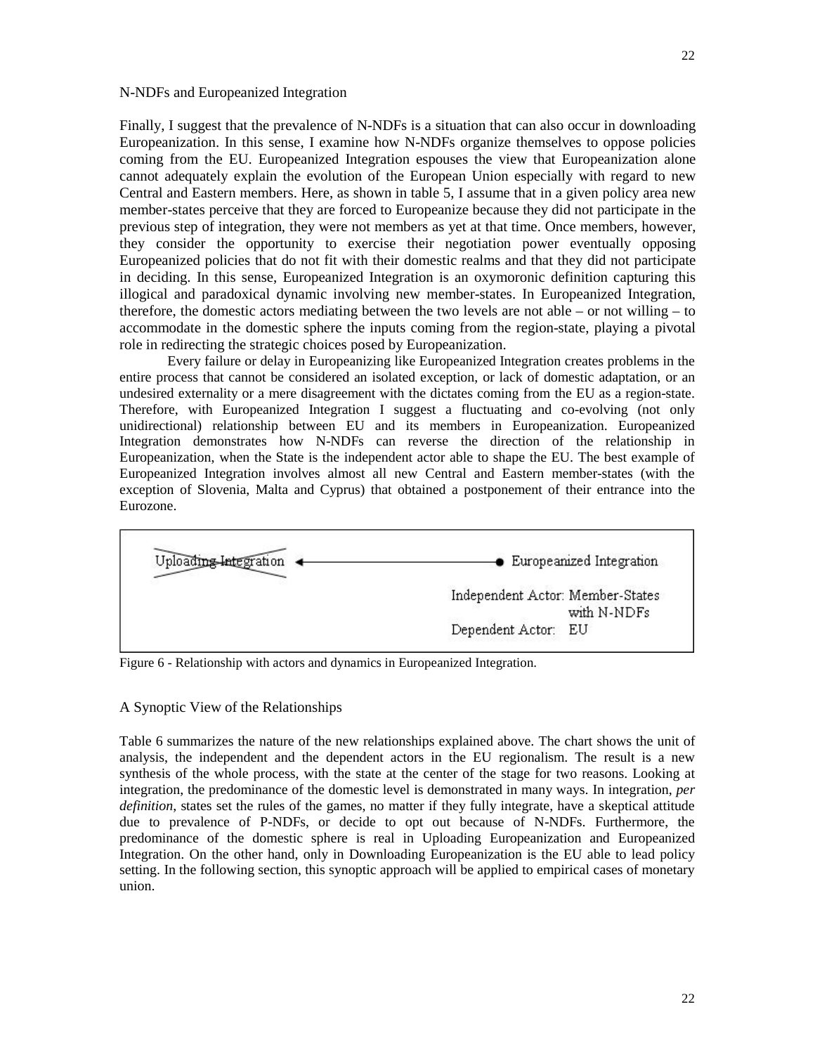## N-NDFs and Europeanized Integration

Finally, I suggest that the prevalence of N-NDFs is a situation that can also occur in downloading Europeanization. In this sense, I examine how N-NDFs organize themselves to oppose policies coming from the EU. Europeanized Integration espouses the view that Europeanization alone cannot adequately explain the evolution of the European Union especially with regard to new Central and Eastern members. Here, as shown in table 5, I assume that in a given policy area new member-states perceive that they are forced to Europeanize because they did not participate in the previous step of integration, they were not members as yet at that time. Once members, however, they consider the opportunity to exercise their negotiation power eventually opposing Europeanized policies that do not fit with their domestic realms and that they did not participate in deciding. In this sense, Europeanized Integration is an oxymoronic definition capturing this illogical and paradoxical dynamic involving new member-states. In Europeanized Integration, therefore, the domestic actors mediating between the two levels are not able – or not willing – to accommodate in the domestic sphere the inputs coming from the region-state, playing a pivotal role in redirecting the strategic choices posed by Europeanization.

Every failure or delay in Europeanizing like Europeanized Integration creates problems in the entire process that cannot be considered an isolated exception, or lack of domestic adaptation, or an undesired externality or a mere disagreement with the dictates coming from the EU as a region-state. Therefore, with Europeanized Integration I suggest a fluctuating and co-evolving (not only unidirectional) relationship between EU and its members in Europeanization. Europeanized Integration demonstrates how N-NDFs can reverse the direction of the relationship in Europeanization, when the State is the independent actor able to shape the EU. The best example of Europeanized Integration involves almost all new Central and Eastern member-states (with the exception of Slovenia, Malta and Cyprus) that obtained a postponement of their entrance into the Eurozone.

~~Uploading Integration~~ ←————————● Europeanized Integration

Independent Actor: Member-States with N-NDFs
Dependent Actor: EU

Figure 6 - Relationship with actors and dynamics in Europeanized Integration.

## A Synoptic View of the Relationships

Table 6 summarizes the nature of the new relationships explained above. The chart shows the unit of analysis, the independent and the dependent actors in the EU regionalism. The result is a new synthesis of the whole process, with the state at the center of the stage for two reasons. Looking at integration, the predominance of the domestic level is demonstrated in many ways. In integration, *per definition*, states set the rules of the games, no matter if they fully integrate, have a skeptical attitude due to prevalence of P-NDFs, or decide to opt out because of N-NDFs. Furthermore, the predominance of the domestic sphere is real in Uploading Europeanization and Europeanized Integration. On the other hand, only in Downloading Europeanization is the EU able to lead policy setting. In the following section, this synoptic approach will be applied to empirical cases of monetary union.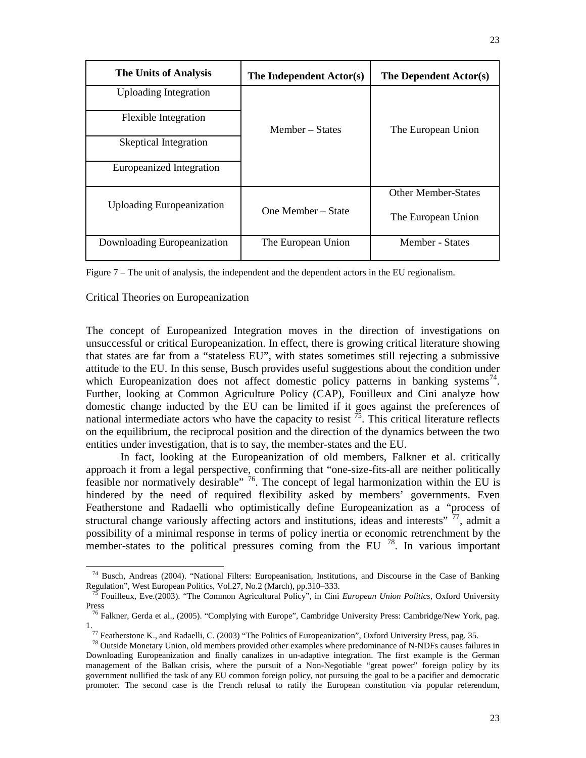| The Units of Analysis | The Independent Actor(s) | The Dependent Actor(s) |
|---|---|---|
| Uploading Integration | Member – States | The European Union |
| Flexible Integration | | |
| Skeptical Integration | | |
| Europeanized Integration | | |
| Uploading Europeanization | One Member – State | Other Member-States<br>The European Union |
| Downloading Europeanization | The European Union | Member - States |

Figure 7 – The unit of analysis, the independent and the dependent actors in the EU regionalism.

Critical Theories on Europeanization

The concept of Europeanized Integration moves in the direction of investigations on unsuccessful or critical Europeanization. In effect, there is growing critical literature showing that states are far from a "stateless EU", with states sometimes still rejecting a submissive attitude to the EU. In this sense, Busch provides useful suggestions about the condition under which Europeanization does not affect domestic policy patterns in banking systems[74]. Further, looking at Common Agriculture Policy (CAP), Fouilleux and Cini analyze how domestic change inducted by the EU can be limited if it goes against the preferences of national intermediate actors who have the capacity to resist [75]. This critical literature reflects on the equilibrium, the reciprocal position and the direction of the dynamics between the two entities under investigation, that is to say, the member-states and the EU.

In fact, looking at the Europeanization of old members, Falkner et al. critically approach it from a legal perspective, confirming that "one-size-fits-all are neither politically feasible nor normatively desirable" [76]. The concept of legal harmonization within the EU is hindered by the need of required flexibility asked by members' governments. Even Featherstone and Radaelli who optimistically define Europeanization as a "process of structural change variously affecting actors and institutions, ideas and interests" [77], admit a possibility of a minimal response in terms of policy inertia or economic retrenchment by the member-states to the political pressures coming from the EU [78]. In various important

[74] Busch, Andreas (2004). "National Filters: Europeanisation, Institutions, and Discourse in the Case of Banking Regulation", West European Politics, Vol.27, No.2 (March), pp.310–333.

[75] Fouilleux, Eve.(2003). "The Common Agricultural Policy", in Cini *European Union Politics*, Oxford University Press

[76] Falkner, Gerda et al., (2005). "Complying with Europe", Cambridge University Press: Cambridge/New York, pag. 1.

[77] Featherstone K., and Radaelli, C. (2003) "The Politics of Europeanization", Oxford University Press, pag. 35.

[78] Outside Monetary Union, old members provided other examples where predominance of N-NDFs causes failures in Downloading Europeanization and finally canalizes in un-adaptive integration. The first example is the German management of the Balkan crisis, where the pursuit of a Non-Negotiable "great power" foreign policy by its government nullified the task of any EU common foreign policy, not pursuing the goal to be a pacifier and democratic promoter. The second case is the French refusal to ratify the European constitution via popular referendum,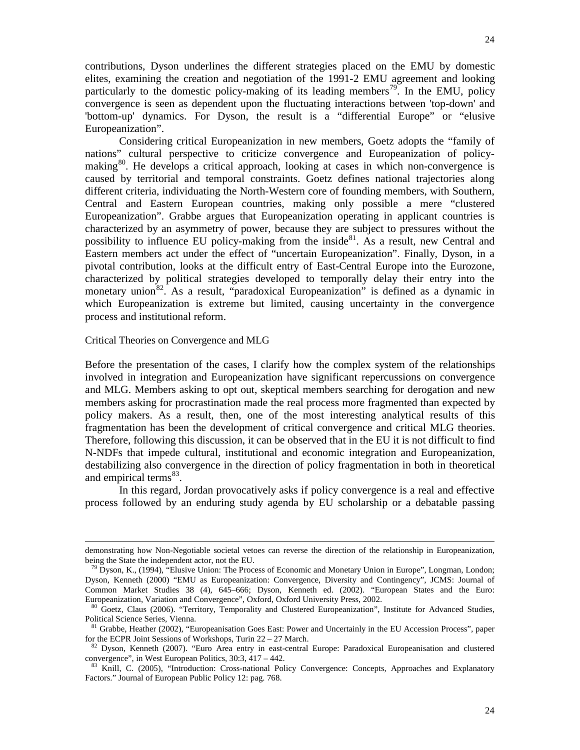contributions, Dyson underlines the different strategies placed on the EMU by domestic elites, examining the creation and negotiation of the 1991-2 EMU agreement and looking particularly to the domestic policy-making of its leading members[79]. In the EMU, policy convergence is seen as dependent upon the fluctuating interactions between 'top-down' and 'bottom-up' dynamics. For Dyson, the result is a "differential Europe" or "elusive Europeanization".

Considering critical Europeanization in new members, Goetz adopts the "family of nations" cultural perspective to criticize convergence and Europeanization of policy-making[80]. He develops a critical approach, looking at cases in which non-convergence is caused by territorial and temporal constraints. Goetz defines national trajectories along different criteria, individuating the North-Western core of founding members, with Southern, Central and Eastern European countries, making only possible a mere "clustered Europeanization". Grabbe argues that Europeanization operating in applicant countries is characterized by an asymmetry of power, because they are subject to pressures without the possibility to influence EU policy-making from the inside[81]. As a result, new Central and Eastern members act under the effect of "uncertain Europeanization". Finally, Dyson, in a pivotal contribution, looks at the difficult entry of East-Central Europe into the Eurozone, characterized by political strategies developed to temporally delay their entry into the monetary union[82]. As a result, "paradoxical Europeanization" is defined as a dynamic in which Europeanization is extreme but limited, causing uncertainty in the convergence process and institutional reform.

Critical Theories on Convergence and MLG

Before the presentation of the cases, I clarify how the complex system of the relationships involved in integration and Europeanization have significant repercussions on convergence and MLG. Members asking to opt out, skeptical members searching for derogation and new members asking for procrastination made the real process more fragmented than expected by policy makers. As a result, then, one of the most interesting analytical results of this fragmentation has been the development of critical convergence and critical MLG theories. Therefore, following this discussion, it can be observed that in the EU it is not difficult to find N-NDFs that impede cultural, institutional and economic integration and Europeanization, destabilizing also convergence in the direction of policy fragmentation in both in theoretical and empirical terms[83].

In this regard, Jordan provocatively asks if policy convergence is a real and effective process followed by an enduring study agenda by EU scholarship or a debatable passing

---

demonstrating how Non-Negotiable societal vetoes can reverse the direction of the relationship in Europeanization, being the State the independent actor, not the EU.

[79] Dyson, K., (1994), "Elusive Union: The Process of Economic and Monetary Union in Europe", Longman, London; Dyson, Kenneth (2000) "EMU as Europeanization: Convergence, Diversity and Contingency", JCMS: Journal of Common Market Studies 38 (4), 645–666; Dyson, Kenneth ed. (2002). "European States and the Euro: Europeanization, Variation and Convergence", Oxford, Oxford University Press, 2002.

[80] Goetz, Claus (2006). "Territory, Temporality and Clustered Europeanization", Institute for Advanced Studies, Political Science Series, Vienna.

[81] Grabbe, Heather (2002), "Europeanisation Goes East: Power and Uncertainly in the EU Accession Process", paper for the ECPR Joint Sessions of Workshops, Turin 22 – 27 March.

[82] Dyson, Kenneth (2007). "Euro Area entry in east-central Europe: Paradoxical Europeanisation and clustered convergence", in West European Politics, 30:3, 417 – 442.

[83] Knill, C. (2005), "Introduction: Cross-national Policy Convergence: Concepts, Approaches and Explanatory Factors." Journal of European Public Policy 12: pag. 768.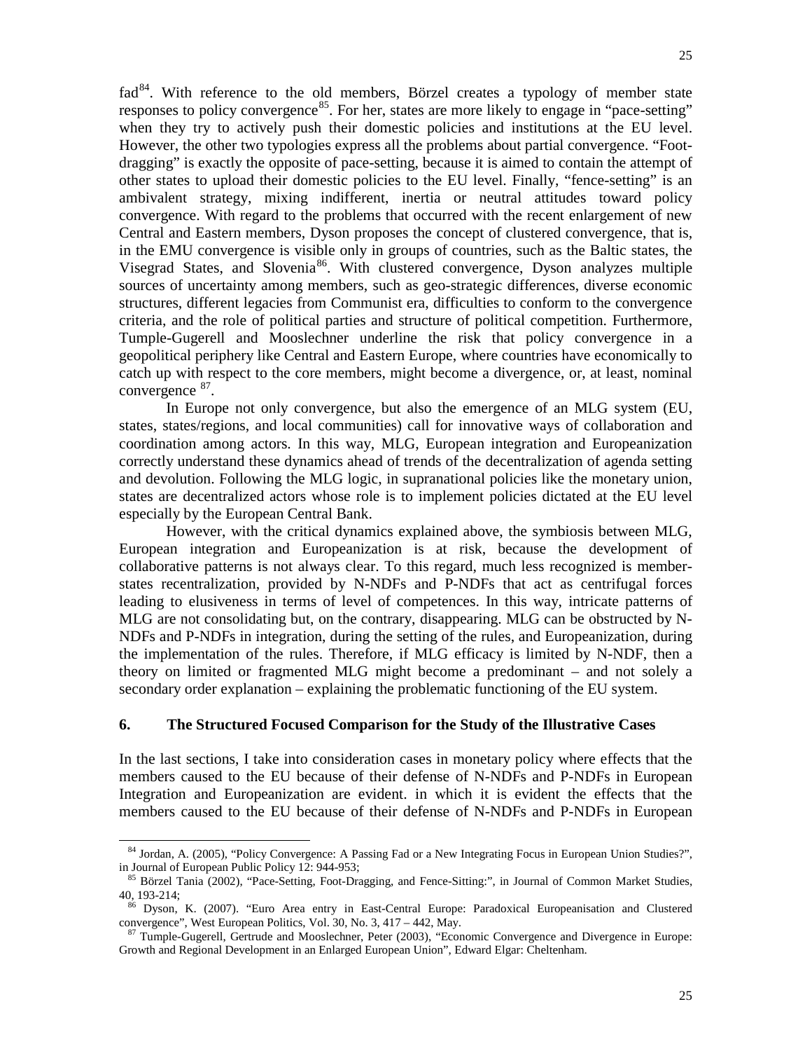fad[84]. With reference to the old members, Börzel creates a typology of member state responses to policy convergence[85]. For her, states are more likely to engage in "pace-setting" when they try to actively push their domestic policies and institutions at the EU level. However, the other two typologies express all the problems about partial convergence. "Foot-dragging" is exactly the opposite of pace-setting, because it is aimed to contain the attempt of other states to upload their domestic policies to the EU level. Finally, "fence-setting" is an ambivalent strategy, mixing indifferent, inertia or neutral attitudes toward policy convergence. With regard to the problems that occurred with the recent enlargement of new Central and Eastern members, Dyson proposes the concept of clustered convergence, that is, in the EMU convergence is visible only in groups of countries, such as the Baltic states, the Visegrad States, and Slovenia[86]. With clustered convergence, Dyson analyzes multiple sources of uncertainty among members, such as geo-strategic differences, diverse economic structures, different legacies from Communist era, difficulties to conform to the convergence criteria, and the role of political parties and structure of political competition. Furthermore, Tumple-Gugerell and Mooslechner underline the risk that policy convergence in a geopolitical periphery like Central and Eastern Europe, where countries have economically to catch up with respect to the core members, might become a divergence, or, at least, nominal convergence [87].

In Europe not only convergence, but also the emergence of an MLG system (EU, states, states/regions, and local communities) call for innovative ways of collaboration and coordination among actors. In this way, MLG, European integration and Europeanization correctly understand these dynamics ahead of trends of the decentralization of agenda setting and devolution. Following the MLG logic, in supranational policies like the monetary union, states are decentralized actors whose role is to implement policies dictated at the EU level especially by the European Central Bank.

However, with the critical dynamics explained above, the symbiosis between MLG, European integration and Europeanization is at risk, because the development of collaborative patterns is not always clear. To this regard, much less recognized is member-states recentralization, provided by N-NDFs and P-NDFs that act as centrifugal forces leading to elusiveness in terms of level of competences. In this way, intricate patterns of MLG are not consolidating but, on the contrary, disappearing. MLG can be obstructed by N-NDFs and P-NDFs in integration, during the setting of the rules, and Europeanization, during the implementation of the rules. Therefore, if MLG efficacy is limited by N-NDF, then a theory on limited or fragmented MLG might become a predominant – and not solely a secondary order explanation – explaining the problematic functioning of the EU system.

## 6. The Structured Focused Comparison for the Study of the Illustrative Cases

In the last sections, I take into consideration cases in monetary policy where effects that the members caused to the EU because of their defense of N-NDFs and P-NDFs in European Integration and Europeanization are evident. in which it is evident the effects that the members caused to the EU because of their defense of N-NDFs and P-NDFs in European

---

[84] Jordan, A. (2005), "Policy Convergence: A Passing Fad or a New Integrating Focus in European Union Studies?", in Journal of European Public Policy 12: 944-953;

[85] Börzel Tania (2002), "Pace-Setting, Foot-Dragging, and Fence-Sitting:", in Journal of Common Market Studies, 40, 193-214;

[86] Dyson, K. (2007). "Euro Area entry in East-Central Europe: Paradoxical Europeanisation and Clustered convergence", West European Politics, Vol. 30, No. 3, 417 – 442, May.

[87] Tumple-Gugerell, Gertrude and Mooslechner, Peter (2003), "Economic Convergence and Divergence in Europe: Growth and Regional Development in an Enlarged European Union", Edward Elgar: Cheltenham.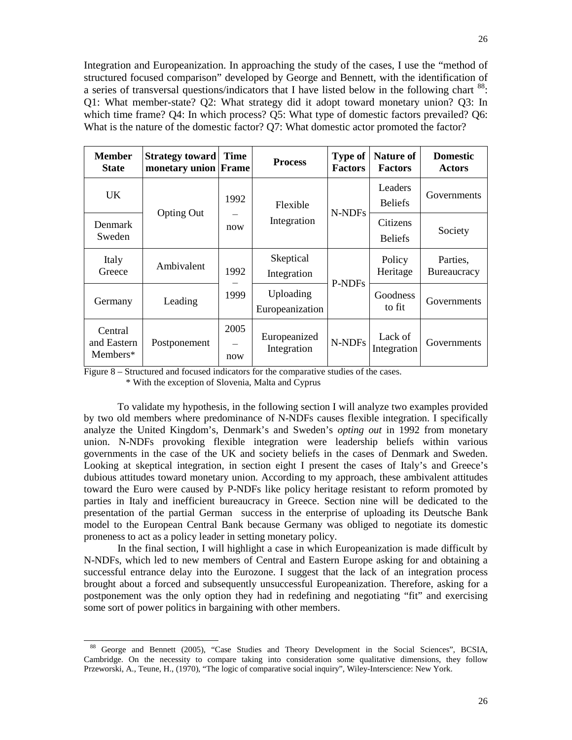Integration and Europeanization. In approaching the study of the cases, I use the "method of structured focused comparison" developed by George and Bennett, with the identification of a series of transversal questions/indicators that I have listed below in the following chart [88]: Q1: What member-state? Q2: What strategy did it adopt toward monetary union? Q3: In which time frame? Q4: In which process? Q5: What type of domestic factors prevailed? Q6: What is the nature of the domestic factor? Q7: What domestic actor promoted the factor?

| Member State | Strategy toward monetary union | Time Frame | Process | Type of Factors | Nature of Factors | Domestic Actors |
|---|---|---|---|---|---|---|
| UK | Opting Out | 1992 – now | Flexible Integration | N-NDFs | Leaders Beliefs | Governments |
| Denmark Sweden | | | | | Citizens Beliefs | Society |
| Italy Greece | Ambivalent | 1992 – 1999 | Skeptical Integration | P-NDFs | Policy Heritage | Parties, Bureaucracy |
| Germany | Leading | | Uploading Europeanization | | Goodness to fit | Governments |
| Central and Eastern Members* | Postponement | 2005 – now | Europeanized Integration | N-NDFs | Lack of Integration | Governments |

Figure 8 – Structured and focused indicators for the comparative studies of the cases.
\* With the exception of Slovenia, Malta and Cyprus

To validate my hypothesis, in the following section I will analyze two examples provided by two old members where predominance of N-NDFs causes flexible integration. I specifically analyze the United Kingdom's, Denmark's and Sweden's *opting out* in 1992 from monetary union. N-NDFs provoking flexible integration were leadership beliefs within various governments in the case of the UK and society beliefs in the cases of Denmark and Sweden. Looking at skeptical integration, in section eight I present the cases of Italy's and Greece's dubious attitudes toward monetary union. According to my approach, these ambivalent attitudes toward the Euro were caused by P-NDFs like policy heritage resistant to reform promoted by parties in Italy and inefficient bureaucracy in Greece. Section nine will be dedicated to the presentation of the partial German success in the enterprise of uploading its Deutsche Bank model to the European Central Bank because Germany was obliged to negotiate its domestic proneness to act as a policy leader in setting monetary policy.

In the final section, I will highlight a case in which Europeanization is made difficult by N-NDFs, which led to new members of Central and Eastern Europe asking for and obtaining a successful entrance delay into the Eurozone. I suggest that the lack of an integration process brought about a forced and subsequently unsuccessful Europeanization. Therefore, asking for a postponement was the only option they had in redefining and negotiating "fit" and exercising some sort of power politics in bargaining with other members.

[88] George and Bennett (2005), "Case Studies and Theory Development in the Social Sciences", BCSIA, Cambridge. On the necessity to compare taking into consideration some qualitative dimensions, they follow Przeworski, A., Teune, H., (1970), "The logic of comparative social inquiry", Wiley-Interscience: New York.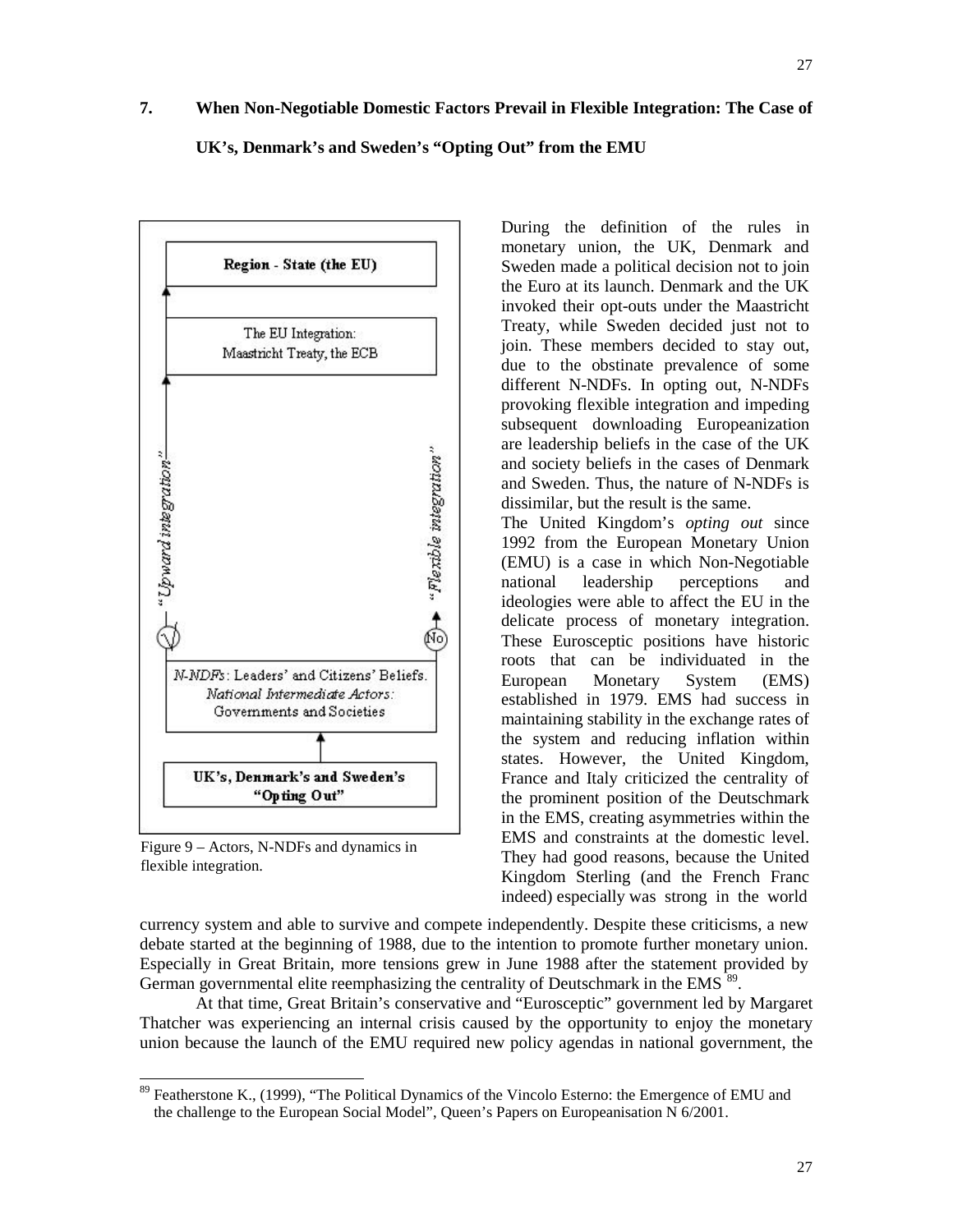## 7. When Non-Negotiable Domestic Factors Prevail in Flexible Integration: The Case of UK's, Denmark's and Sweden's "Opting Out" from the EMU

Figure 9 – Actors, N-NDFs and dynamics in flexible integration.

During the definition of the rules in monetary union, the UK, Denmark and Sweden made a political decision not to join the Euro at its launch. Denmark and the UK invoked their opt-outs under the Maastricht Treaty, while Sweden decided just not to join. These members decided to stay out, due to the obstinate prevalence of some different N-NDFs. In opting out, N-NDFs provoking flexible integration and impeding subsequent downloading Europeanization are leadership beliefs in the case of the UK and society beliefs in the cases of Denmark and Sweden. Thus, the nature of N-NDFs is dissimilar, but the result is the same.

The United Kingdom's *opting out* since 1992 from the European Monetary Union (EMU) is a case in which Non-Negotiable national leadership perceptions and ideologies were able to affect the EU in the delicate process of monetary integration. These Eurosceptic positions have historic roots that can be individuated in the European Monetary System (EMS) established in 1979. EMS had success in maintaining stability in the exchange rates of the system and reducing inflation within states. However, the United Kingdom, France and Italy criticized the centrality of the prominent position of the Deutschmark in the EMS, creating asymmetries within the EMS and constraints at the domestic level. They had good reasons, because the United Kingdom Sterling (and the French Franc indeed) especially was strong in the world currency system and able to survive and compete independently. Despite these criticisms, a new debate started at the beginning of 1988, due to the intention to promote further monetary union. Especially in Great Britain, more tensions grew in June 1988 after the statement provided by German governmental elite reemphasizing the centrality of Deutschmark in the EMS [89].

At that time, Great Britain's conservative and "Eurosceptic" government led by Margaret Thatcher was experiencing an internal crisis caused by the opportunity to enjoy the monetary union because the launch of the EMU required new policy agendas in national government, the

---

[89] Featherstone K., (1999), "The Political Dynamics of the Vincolo Esterno: the Emergence of EMU and the challenge to the European Social Model", Queen's Papers on Europeanisation N 6/2001.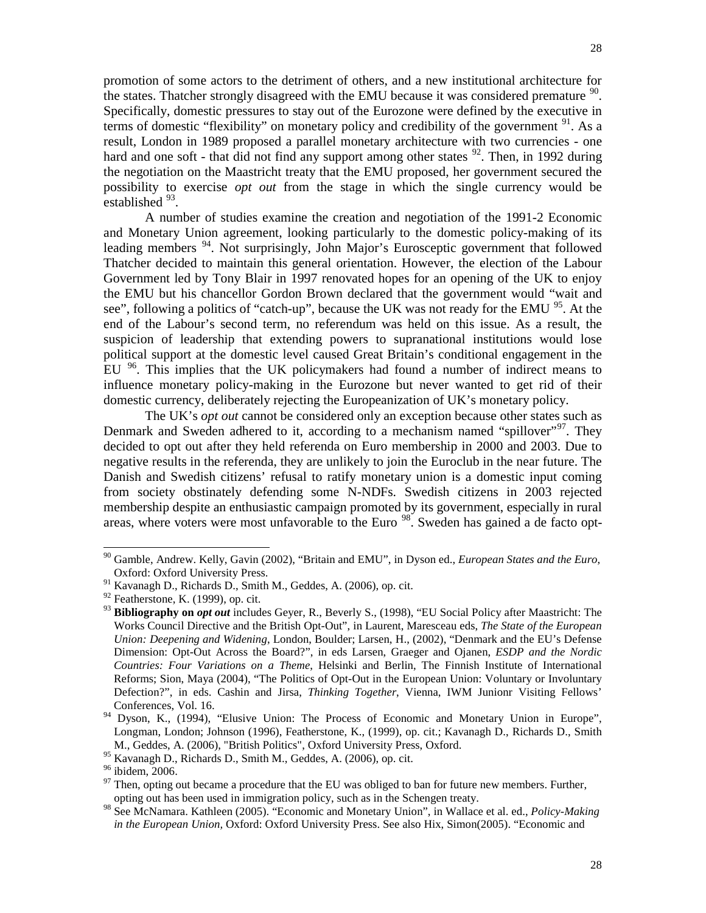promotion of some actors to the detriment of others, and a new institutional architecture for the states. Thatcher strongly disagreed with the EMU because it was considered premature [90]. Specifically, domestic pressures to stay out of the Eurozone were defined by the executive in terms of domestic "flexibility" on monetary policy and credibility of the government [91]. As a result, London in 1989 proposed a parallel monetary architecture with two currencies - one hard and one soft - that did not find any support among other states [92]. Then, in 1992 during the negotiation on the Maastricht treaty that the EMU proposed, her government secured the possibility to exercise *opt out* from the stage in which the single currency would be established [93].

A number of studies examine the creation and negotiation of the 1991-2 Economic and Monetary Union agreement, looking particularly to the domestic policy-making of its leading members [94]. Not surprisingly, John Major's Eurosceptic government that followed Thatcher decided to maintain this general orientation. However, the election of the Labour Government led by Tony Blair in 1997 renovated hopes for an opening of the UK to enjoy the EMU but his chancellor Gordon Brown declared that the government would "wait and see", following a politics of "catch-up", because the UK was not ready for the EMU [95]. At the end of the Labour's second term, no referendum was held on this issue. As a result, the suspicion of leadership that extending powers to supranational institutions would lose political support at the domestic level caused Great Britain's conditional engagement in the EU [96]. This implies that the UK policymakers had found a number of indirect means to influence monetary policy-making in the Eurozone but never wanted to get rid of their domestic currency, deliberately rejecting the Europeanization of UK's monetary policy.

The UK's *opt out* cannot be considered only an exception because other states such as Denmark and Sweden adhered to it, according to a mechanism named "spillover"[97]. They decided to opt out after they held referenda on Euro membership in 2000 and 2003. Due to negative results in the referenda, they are unlikely to join the Euroclub in the near future. The Danish and Swedish citizens' refusal to ratify monetary union is a domestic input coming from society obstinately defending some N-NDFs. Swedish citizens in 2003 rejected membership despite an enthusiastic campaign promoted by its government, especially in rural areas, where voters were most unfavorable to the Euro [98]. Sweden has gained a de facto opt-

---

[90] Gamble, Andrew. Kelly, Gavin (2002), "Britain and EMU", in Dyson ed., *European States and the Euro*, Oxford: Oxford University Press.

[91] Kavanagh D., Richards D., Smith M., Geddes, A. (2006), op. cit.

[92] Featherstone, K. (1999), op. cit.

[93] **Bibliography on *opt out*** includes Geyer, R., Beverly S., (1998), "EU Social Policy after Maastricht: The Works Council Directive and the British Opt-Out", in Laurent, Maresceau eds, *The State of the European Union: Deepening and Widening*, London, Boulder; Larsen, H., (2002), "Denmark and the EU's Defense Dimension: Opt-Out Across the Board?", in eds Larsen, Graeger and Ojanen, *ESDP and the Nordic Countries: Four Variations on a Theme*, Helsinki and Berlin, The Finnish Institute of International Reforms; Sion, Maya (2004), "The Politics of Opt-Out in the European Union: Voluntary or Involuntary Defection?", in eds. Cashin and Jirsa, *Thinking Together*, Vienna, IWM Junionr Visiting Fellows' Conferences, Vol. 16.

[94] Dyson, K., (1994), "Elusive Union: The Process of Economic and Monetary Union in Europe", Longman, London; Johnson (1996), Featherstone, K., (1999), op. cit.; Kavanagh D., Richards D., Smith M., Geddes, A. (2006), "British Politics", Oxford University Press, Oxford.

[95] Kavanagh D., Richards D., Smith M., Geddes, A. (2006), op. cit.

[96] ibidem, 2006.

[97] Then, opting out became a procedure that the EU was obliged to ban for future new members. Further, opting out has been used in immigration policy, such as in the Schengen treaty.

[98] See McNamara. Kathleen (2005). "Economic and Monetary Union", in Wallace et al. ed., *Policy-Making in the European Union,* Oxford: Oxford University Press. See also Hix, Simon(2005). "Economic and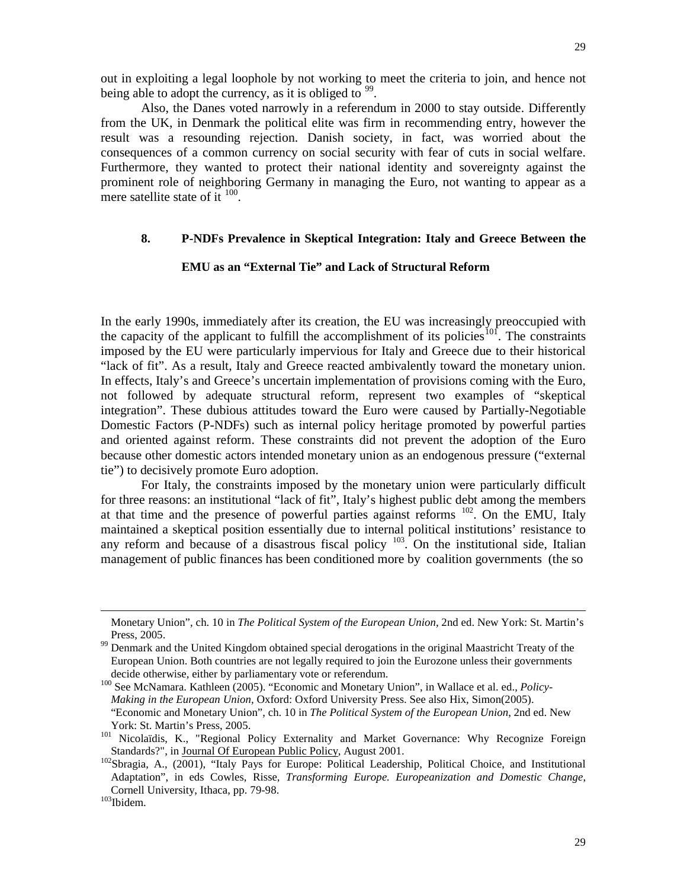out in exploiting a legal loophole by not working to meet the criteria to join, and hence not being able to adopt the currency, as it is obliged to [99].

Also, the Danes voted narrowly in a referendum in 2000 to stay outside. Differently from the UK, in Denmark the political elite was firm in recommending entry, however the result was a resounding rejection. Danish society, in fact, was worried about the consequences of a common currency on social security with fear of cuts in social welfare. Furthermore, they wanted to protect their national identity and sovereignty against the prominent role of neighboring Germany in managing the Euro, not wanting to appear as a mere satellite state of it [100].

## 8. P-NDFs Prevalence in Skeptical Integration: Italy and Greece Between the EMU as an "External Tie" and Lack of Structural Reform

In the early 1990s, immediately after its creation, the EU was increasingly preoccupied with the capacity of the applicant to fulfill the accomplishment of its policies[101]. The constraints imposed by the EU were particularly impervious for Italy and Greece due to their historical "lack of fit". As a result, Italy and Greece reacted ambivalently toward the monetary union. In effects, Italy's and Greece's uncertain implementation of provisions coming with the Euro, not followed by adequate structural reform, represent two examples of "skeptical integration". These dubious attitudes toward the Euro were caused by Partially-Negotiable Domestic Factors (P-NDFs) such as internal policy heritage promoted by powerful parties and oriented against reform. These constraints did not prevent the adoption of the Euro because other domestic actors intended monetary union as an endogenous pressure ("external tie") to decisively promote Euro adoption.

For Italy, the constraints imposed by the monetary union were particularly difficult for three reasons: an institutional "lack of fit", Italy's highest public debt among the members at that time and the presence of powerful parties against reforms [102]. On the EMU, Italy maintained a skeptical position essentially due to internal political institutions' resistance to any reform and because of a disastrous fiscal policy [103]. On the institutional side, Italian management of public finances has been conditioned more by coalition governments (the so

---

Monetary Union", ch. 10 in *The Political System of the European Union*, 2nd ed. New York: St. Martin's Press, 2005.

[99] Denmark and the United Kingdom obtained special derogations in the original Maastricht Treaty of the European Union. Both countries are not legally required to join the Eurozone unless their governments decide otherwise, either by parliamentary vote or referendum.

[100] See McNamara. Kathleen (2005). "Economic and Monetary Union", in Wallace et al. ed., *Policy-Making in the European Union*, Oxford: Oxford University Press. See also Hix, Simon(2005). "Economic and Monetary Union", ch. 10 in *The Political System of the European Union*, 2nd ed. New York: St. Martin's Press, 2005.

[101] Nicolaïdis, K., "Regional Policy Externality and Market Governance: Why Recognize Foreign Standards?", in Journal Of European Public Policy, August 2001.

[102] Sbragia, A., (2001), "Italy Pays for Europe: Political Leadership, Political Choice, and Institutional Adaptation", in eds Cowles, Risse, *Transforming Europe. Europeanization and Domestic Change*, Cornell University, Ithaca, pp. 79-98.

[103] Ibidem.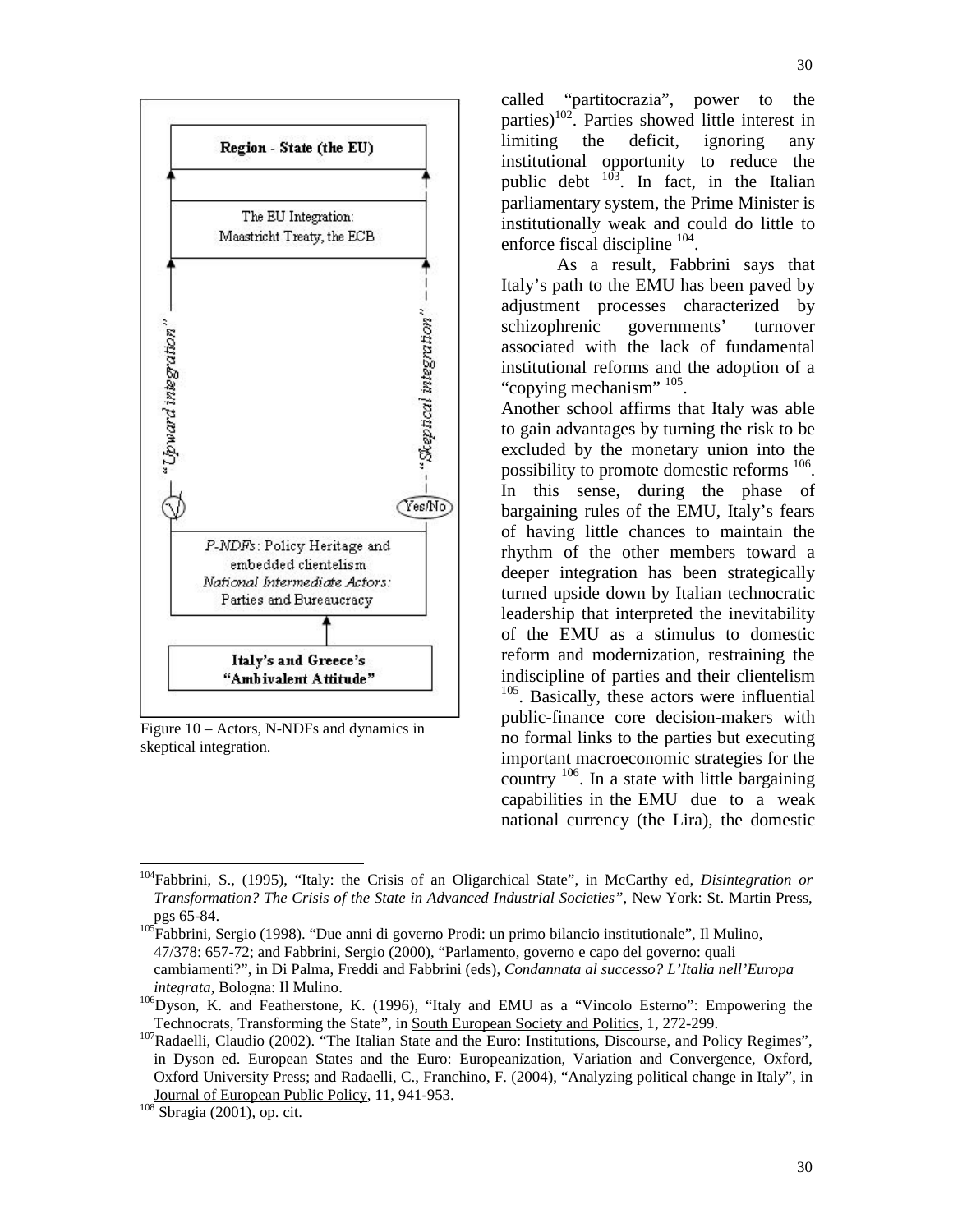Region - State (the EU)

The EU Integration: Maastricht Treaty, the ECB

"Upward integration"

"Skeptical integration"

Yes/No

*P-NDFs*: Policy Heritage and embedded clientelism
*National Intermediate Actors:* Parties and Bureaucracy

**Italy's and Greece's "Ambivalent Attitude"**

Figure 10 – Actors, N-NDFs and dynamics in skeptical integration.

called "partitocrazia", power to the parties)[102]. Parties showed little interest in limiting the deficit, ignoring any institutional opportunity to reduce the public debt [103]. In fact, in the Italian parliamentary system, the Prime Minister is institutionally weak and could do little to enforce fiscal discipline [104].

As a result, Fabbrini says that Italy's path to the EMU has been paved by adjustment processes characterized by schizophrenic governments' turnover associated with the lack of fundamental institutional reforms and the adoption of a "copying mechanism" [105].

Another school affirms that Italy was able to gain advantages by turning the risk to be excluded by the monetary union into the possibility to promote domestic reforms [106]. In this sense, during the phase of bargaining rules of the EMU, Italy's fears of having little chances to maintain the rhythm of the other members toward a deeper integration has been strategically turned upside down by Italian technocratic leadership that interpreted the inevitability of the EMU as a stimulus to domestic reform and modernization, restraining the indiscipline of parties and their clientelism [105]. Basically, these actors were influential public-finance core decision-makers with no formal links to the parties but executing important macroeconomic strategies for the country [106]. In a state with little bargaining capabilities in the EMU due to a weak national currency (the Lira), the domestic

---

[104] Fabbrini, S., (1995), "Italy: the Crisis of an Oligarchical State", in McCarthy ed, *Disintegration or Transformation? The Crisis of the State in Advanced Industrial Societies*", New York: St. Martin Press, pgs 65-84.

[105] Fabbrini, Sergio (1998). "Due anni di governo Prodi: un primo bilancio institutionale", Il Mulino, 47/378: 657-72; and Fabbrini, Sergio (2000), "Parlamento, governo e capo del governo: quali cambiamenti?", in Di Palma, Freddi and Fabbrini (eds), *Condannata al successo? L'Italia nell'Europa integrata*, Bologna: Il Mulino.

[106] Dyson, K. and Featherstone, K. (1996), "Italy and EMU as a "Vincolo Esterno": Empowering the Technocrats, Transforming the State", in South European Society and Politics, 1, 272-299.

[107] Radaelli, Claudio (2002). "The Italian State and the Euro: Institutions, Discourse, and Policy Regimes", in Dyson ed. European States and the Euro: Europeanization, Variation and Convergence, Oxford, Oxford University Press; and Radaelli, C., Franchino, F. (2004), "Analyzing political change in Italy", in Journal of European Public Policy, 11, 941-953.

[108] Sbragia (2001), op. cit.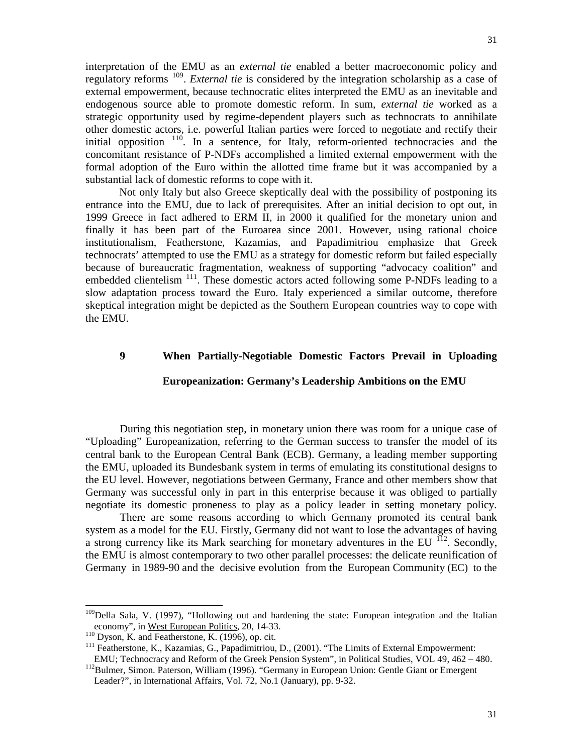interpretation of the EMU as an *external tie* enabled a better macroeconomic policy and regulatory reforms [109]. *External tie* is considered by the integration scholarship as a case of external empowerment, because technocratic elites interpreted the EMU as an inevitable and endogenous source able to promote domestic reform. In sum, *external tie* worked as a strategic opportunity used by regime-dependent players such as technocrats to annihilate other domestic actors, i.e. powerful Italian parties were forced to negotiate and rectify their initial opposition [110]. In a sentence, for Italy, reform-oriented technocracies and the concomitant resistance of P-NDFs accomplished a limited external empowerment with the formal adoption of the Euro within the allotted time frame but it was accompanied by a substantial lack of domestic reforms to cope with it.

Not only Italy but also Greece skeptically deal with the possibility of postponing its entrance into the EMU, due to lack of prerequisites. After an initial decision to opt out, in 1999 Greece in fact adhered to ERM II, in 2000 it qualified for the monetary union and finally it has been part of the Euroarea since 2001. However, using rational choice institutionalism, Featherstone, Kazamias, and Papadimitriou emphasize that Greek technocrats' attempted to use the EMU as a strategy for domestic reform but failed especially because of bureaucratic fragmentation, weakness of supporting "advocacy coalition" and embedded clientelism [111]. These domestic actors acted following some P-NDFs leading to a slow adaptation process toward the Euro. Italy experienced a similar outcome, therefore skeptical integration might be depicted as the Southern European countries way to cope with the EMU.

## 9 When Partially-Negotiable Domestic Factors Prevail in Uploading Europeanization: Germany's Leadership Ambitions on the EMU

During this negotiation step, in monetary union there was room for a unique case of "Uploading" Europeanization, referring to the German success to transfer the model of its central bank to the European Central Bank (ECB). Germany, a leading member supporting the EMU, uploaded its Bundesbank system in terms of emulating its constitutional designs to the EU level. However, negotiations between Germany, France and other members show that Germany was successful only in part in this enterprise because it was obliged to partially negotiate its domestic proneness to play as a policy leader in setting monetary policy.

There are some reasons according to which Germany promoted its central bank system as a model for the EU. Firstly, Germany did not want to lose the advantages of having a strong currency like its Mark searching for monetary adventures in the EU [112]. Secondly, the EMU is almost contemporary to two other parallel processes: the delicate reunification of Germany in 1989-90 and the decisive evolution from the European Community (EC) to the

---

[109] Della Sala, V. (1997), "Hollowing out and hardening the state: European integration and the Italian economy", in West European Politics, 20, 14-33.

[110] Dyson, K. and Featherstone, K. (1996), op. cit.

[111] Featherstone, K., Kazamias, G., Papadimitriou, D., (2001). "The Limits of External Empowerment: EMU; Technocracy and Reform of the Greek Pension System", in Political Studies, VOL 49, 462 – 480.

[112] Bulmer, Simon. Paterson, William (1996). "Germany in European Union: Gentle Giant or Emergent Leader?", in International Affairs, Vol. 72, No.1 (January), pp. 9-32.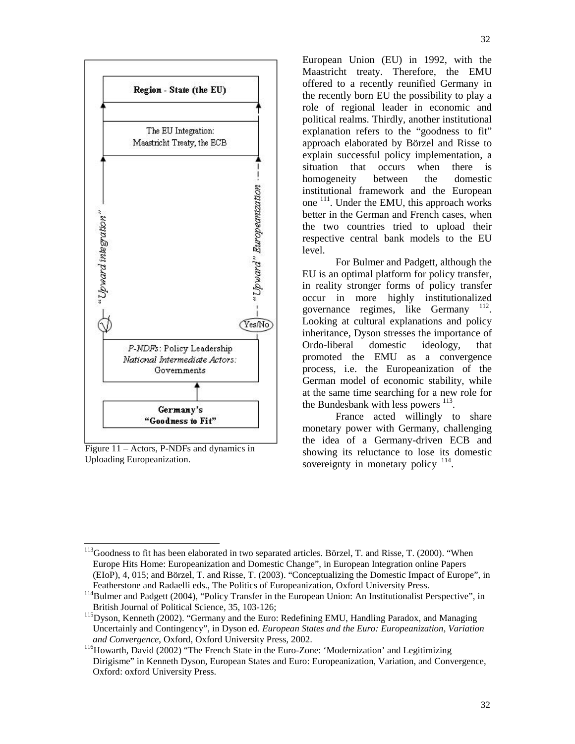Figure 11 – Actors, P-NDFs and dynamics in Uploading Europeanization.

European Union (EU) in 1992, with the Maastricht treaty. Therefore, the EMU offered to a recently reunified Germany in the recently born EU the possibility to play a role of regional leader in economic and political realms. Thirdly, another institutional explanation refers to the "goodness to fit" approach elaborated by Börzel and Risse to explain successful policy implementation, a situation that occurs when there is homogeneity between the domestic institutional framework and the European one [111]. Under the EMU, this approach works better in the German and French cases, when the two countries tried to upload their respective central bank models to the EU level.

For Bulmer and Padgett, although the EU is an optimal platform for policy transfer, in reality stronger forms of policy transfer occur in more highly institutionalized governance regimes, like Germany [112]. Looking at cultural explanations and policy inheritance, Dyson stresses the importance of Ordo-liberal domestic ideology, that promoted the EMU as a convergence process, i.e. the Europeanization of the German model of economic stability, while at the same time searching for a new role for the Bundesbank with less powers [113].

France acted willingly to share monetary power with Germany, challenging the idea of a Germany-driven ECB and showing its reluctance to lose its domestic sovereignty in monetary policy [114].

---

[113]Goodness to fit has been elaborated in two separated articles. Börzel, T. and Risse, T. (2000). "When Europe Hits Home: Europeanization and Domestic Change", in European Integration online Papers (EIoP), 4, 015; and Börzel, T. and Risse, T. (2003). "Conceptualizing the Domestic Impact of Europe", in Featherstone and Radaelli eds., The Politics of Europeanization, Oxford University Press.

[114]Bulmer and Padgett (2004), "Policy Transfer in the European Union: An Institutionalist Perspective", in British Journal of Political Science, 35, 103-126;

[115]Dyson, Kenneth (2002). "Germany and the Euro: Redefining EMU, Handling Paradox, and Managing Uncertainly and Contingency", in Dyson ed. *European States and the Euro: Europeanization, Variation and Convergence*, Oxford, Oxford University Press, 2002.

[116]Howarth, David (2002) "The French State in the Euro-Zone: 'Modernization' and Legitimizing Dirigisme" in Kenneth Dyson, European States and Euro: Europeanization, Variation, and Convergence, Oxford: oxford University Press.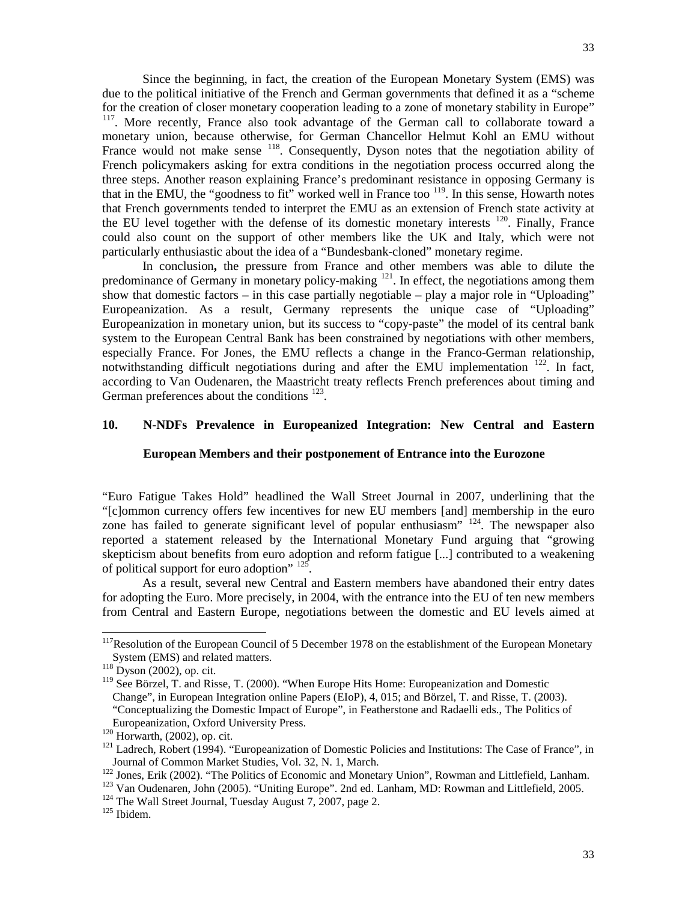Since the beginning, in fact, the creation of the European Monetary System (EMS) was due to the political initiative of the French and German governments that defined it as a "scheme for the creation of closer monetary cooperation leading to a zone of monetary stability in Europe" [117]. More recently, France also took advantage of the German call to collaborate toward a monetary union, because otherwise, for German Chancellor Helmut Kohl an EMU without France would not make sense [118]. Consequently, Dyson notes that the negotiation ability of French policymakers asking for extra conditions in the negotiation process occurred along the three steps. Another reason explaining France's predominant resistance in opposing Germany is that in the EMU, the "goodness to fit" worked well in France too [119]. In this sense, Howarth notes that French governments tended to interpret the EMU as an extension of French state activity at the EU level together with the defense of its domestic monetary interests [120]. Finally, France could also count on the support of other members like the UK and Italy, which were not particularly enthusiastic about the idea of a "Bundesbank-cloned" monetary regime.

In conclusion**,** the pressure from France and other members was able to dilute the predominance of Germany in monetary policy-making [121]. In effect, the negotiations among them show that domestic factors – in this case partially negotiable – play a major role in "Uploading" Europeanization. As a result, Germany represents the unique case of "Uploading" Europeanization in monetary union, but its success to "copy-paste" the model of its central bank system to the European Central Bank has been constrained by negotiations with other members, especially France. For Jones, the EMU reflects a change in the Franco-German relationship, notwithstanding difficult negotiations during and after the EMU implementation [122]. In fact, according to Van Oudenaren, the Maastricht treaty reflects French preferences about timing and German preferences about the conditions [123].

## 10. N-NDFs Prevalence in Europeanized Integration: New Central and Eastern European Members and their postponement of Entrance into the Eurozone

"Euro Fatigue Takes Hold" headlined the Wall Street Journal in 2007, underlining that the "[c]ommon currency offers few incentives for new EU members [and] membership in the euro zone has failed to generate significant level of popular enthusiasm" [124]. The newspaper also reported a statement released by the International Monetary Fund arguing that "growing skepticism about benefits from euro adoption and reform fatigue [...] contributed to a weakening of political support for euro adoption" [125].

As a result, several new Central and Eastern members have abandoned their entry dates for adopting the Euro. More precisely, in 2004, with the entrance into the EU of ten new members from Central and Eastern Europe, negotiations between the domestic and EU levels aimed at

---

[117] Resolution of the European Council of 5 December 1978 on the establishment of the European Monetary System (EMS) and related matters.

[118] Dyson (2002), op. cit.

[119] See Börzel, T. and Risse, T. (2000). "When Europe Hits Home: Europeanization and Domestic Change", in European Integration online Papers (EIoP), 4, 015; and Börzel, T. and Risse, T. (2003). "Conceptualizing the Domestic Impact of Europe", in Featherstone and Radaelli eds., The Politics of Europeanization, Oxford University Press.

[120] Horwarth, (2002), op. cit.

[121] Ladrech, Robert (1994). "Europeanization of Domestic Policies and Institutions: The Case of France", in Journal of Common Market Studies, Vol. 32, N. 1, March.

[122] Jones, Erik (2002). "The Politics of Economic and Monetary Union", Rowman and Littlefield, Lanham.

[123] Van Oudenaren, John (2005). "Uniting Europe". 2nd ed. Lanham, MD: Rowman and Littlefield, 2005.

[124] The Wall Street Journal, Tuesday August 7, 2007, page 2.

[125] Ibidem.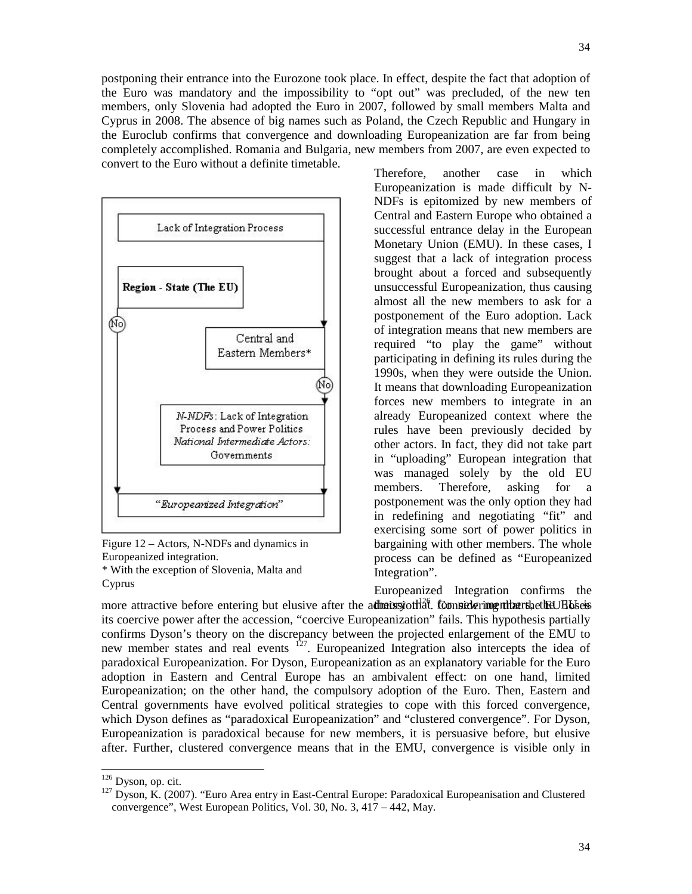postponing their entrance into the Eurozone took place. In effect, despite the fact that adoption of the Euro was mandatory and the impossibility to "opt out" was precluded, of the new ten members, only Slovenia had adopted the Euro in 2007, followed by small members Malta and Cyprus in 2008. The absence of big names such as Poland, the Czech Republic and Hungary in the Euroclub confirms that convergence and downloading Europeanization are far from being completely accomplished. Romania and Bulgaria, new members from 2007, are even expected to convert to the Euro without a definite timetable.

Therefore, another case in which Europeanization is made difficult by N-NDFs is epitomized by new members of Central and Eastern Europe who obtained a successful entrance delay in the European Monetary Union (EMU). In these cases, I suggest that a lack of integration process brought about a forced and subsequently unsuccessful Europeanization, thus causing almost all the new members to ask for a postponement of the Euro adoption. Lack of integration means that new members are required "to play the game" without participating in defining its rules during the 1990s, when they were outside the Union. It means that downloading Europeanization forces new members to integrate in an already Europeanized context where the rules have been previously decided by other actors. In fact, they did not take part in "uploading" European integration that was managed solely by the old EU members. Therefore, asking for a postponement was the only option they had in redefining and negotiating "fit" and exercising some sort of power politics in bargaining with other members. The whole process can be defined as "Europeanized Integration".

Figure 12 – Actors, N-NDFs and dynamics in Europeanized integration.
\* With the exception of Slovenia, Malta and Cyprus

Europeanized Integration confirms the thesis that for new members, the EU is more attractive before entering but elusive after the admission[126]. Considering that the EU loses its coercive power after the accession, "coercive Europeanization" fails. This hypothesis partially confirms Dyson's theory on the discrepancy between the projected enlargement of the EMU to new member states and real events [127]. Europeanized Integration also intercepts the idea of paradoxical Europeanization. For Dyson, Europeanization as an explanatory variable for the Euro adoption in Eastern and Central Europe has an ambivalent effect: on one hand, limited Europeanization; on the other hand, the compulsory adoption of the Euro. Then, Eastern and Central governments have evolved political strategies to cope with this forced convergence, which Dyson defines as "paradoxical Europeanization" and "clustered convergence". For Dyson, Europeanization is paradoxical because for new members, it is persuasive before, but elusive after. Further, clustered convergence means that in the EMU, convergence is visible only in

---

[126] Dyson, op. cit.

[127] Dyson, K. (2007). "Euro Area entry in East-Central Europe: Paradoxical Europeanisation and Clustered convergence", West European Politics, Vol. 30, No. 3, 417 – 442, May.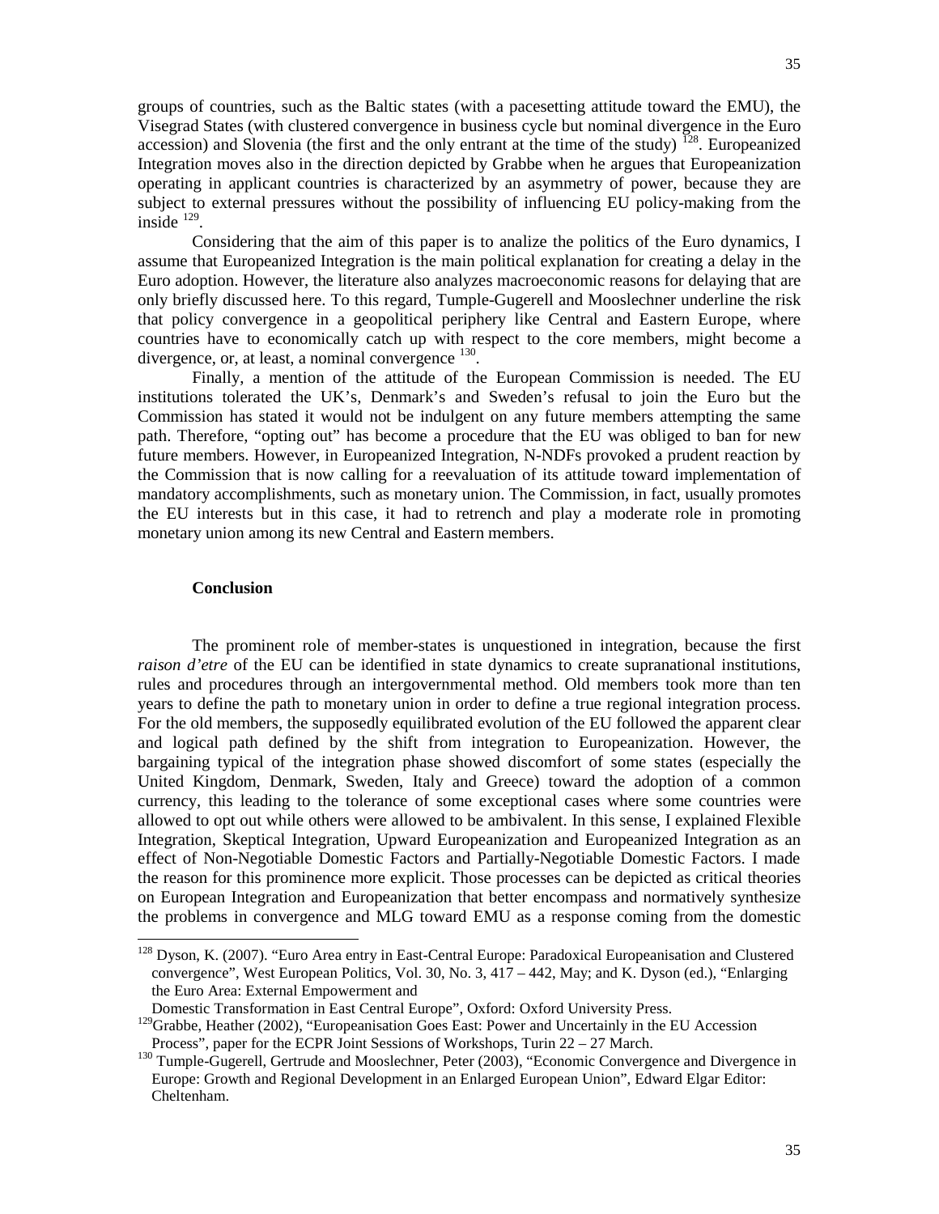groups of countries, such as the Baltic states (with a pacesetting attitude toward the EMU), the Visegrad States (with clustered convergence in business cycle but nominal divergence in the Euro accession) and Slovenia (the first and the only entrant at the time of the study) [128]. Europeanized Integration moves also in the direction depicted by Grabbe when he argues that Europeanization operating in applicant countries is characterized by an asymmetry of power, because they are subject to external pressures without the possibility of influencing EU policy-making from the inside [129].

Considering that the aim of this paper is to analize the politics of the Euro dynamics, I assume that Europeanized Integration is the main political explanation for creating a delay in the Euro adoption. However, the literature also analyzes macroeconomic reasons for delaying that are only briefly discussed here. To this regard, Tumple-Gugerell and Mooslechner underline the risk that policy convergence in a geopolitical periphery like Central and Eastern Europe, where countries have to economically catch up with respect to the core members, might become a divergence, or, at least, a nominal convergence [130].

Finally, a mention of the attitude of the European Commission is needed. The EU institutions tolerated the UK's, Denmark's and Sweden's refusal to join the Euro but the Commission has stated it would not be indulgent on any future members attempting the same path. Therefore, "opting out" has become a procedure that the EU was obliged to ban for new future members. However, in Europeanized Integration, N-NDFs provoked a prudent reaction by the Commission that is now calling for a reevaluation of its attitude toward implementation of mandatory accomplishments, such as monetary union. The Commission, in fact, usually promotes the EU interests but in this case, it had to retrench and play a moderate role in promoting monetary union among its new Central and Eastern members.

## Conclusion

The prominent role of member-states is unquestioned in integration, because the first *raison d'etre* of the EU can be identified in state dynamics to create supranational institutions, rules and procedures through an intergovernmental method. Old members took more than ten years to define the path to monetary union in order to define a true regional integration process. For the old members, the supposedly equilibrated evolution of the EU followed the apparent clear and logical path defined by the shift from integration to Europeanization. However, the bargaining typical of the integration phase showed discomfort of some states (especially the United Kingdom, Denmark, Sweden, Italy and Greece) toward the adoption of a common currency, this leading to the tolerance of some exceptional cases where some countries were allowed to opt out while others were allowed to be ambivalent. In this sense, I explained Flexible Integration, Skeptical Integration, Upward Europeanization and Europeanized Integration as an effect of Non-Negotiable Domestic Factors and Partially-Negotiable Domestic Factors. I made the reason for this prominence more explicit. Those processes can be depicted as critical theories on European Integration and Europeanization that better encompass and normatively synthesize the problems in convergence and MLG toward EMU as a response coming from the domestic

---

[128] Dyson, K. (2007). "Euro Area entry in East-Central Europe: Paradoxical Europeanisation and Clustered convergence", West European Politics, Vol. 30, No. 3, 417 – 442, May; and K. Dyson (ed.), "Enlarging the Euro Area: External Empowerment and Domestic Transformation in East Central Europe", Oxford: Oxford University Press.

[129] Grabbe, Heather (2002), "Europeanisation Goes East: Power and Uncertainly in the EU Accession Process", paper for the ECPR Joint Sessions of Workshops, Turin 22 – 27 March.

[130] Tumple-Gugerell, Gertrude and Mooslechner, Peter (2003), "Economic Convergence and Divergence in Europe: Growth and Regional Development in an Enlarged European Union", Edward Elgar Editor: Cheltenham.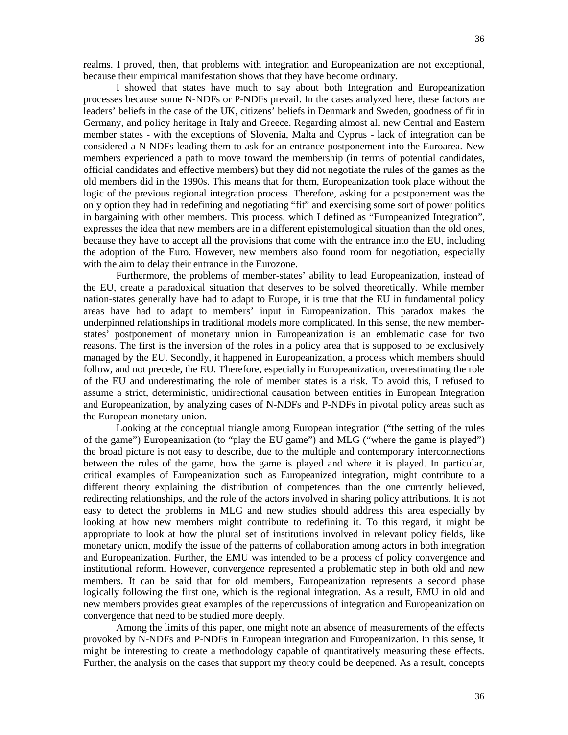realms. I proved, then, that problems with integration and Europeanization are not exceptional, because their empirical manifestation shows that they have become ordinary.

I showed that states have much to say about both Integration and Europeanization processes because some N-NDFs or P-NDFs prevail. In the cases analyzed here, these factors are leaders' beliefs in the case of the UK, citizens' beliefs in Denmark and Sweden, goodness of fit in Germany, and policy heritage in Italy and Greece. Regarding almost all new Central and Eastern member states - with the exceptions of Slovenia, Malta and Cyprus - lack of integration can be considered a N-NDFs leading them to ask for an entrance postponement into the Euroarea. New members experienced a path to move toward the membership (in terms of potential candidates, official candidates and effective members) but they did not negotiate the rules of the games as the old members did in the 1990s. This means that for them, Europeanization took place without the logic of the previous regional integration process. Therefore, asking for a postponement was the only option they had in redefining and negotiating "fit" and exercising some sort of power politics in bargaining with other members. This process, which I defined as "Europeanized Integration", expresses the idea that new members are in a different epistemological situation than the old ones, because they have to accept all the provisions that come with the entrance into the EU, including the adoption of the Euro. However, new members also found room for negotiation, especially with the aim to delay their entrance in the Eurozone.

Furthermore, the problems of member-states' ability to lead Europeanization, instead of the EU, create a paradoxical situation that deserves to be solved theoretically. While member nation-states generally have had to adapt to Europe, it is true that the EU in fundamental policy areas have had to adapt to members' input in Europeanization. This paradox makes the underpinned relationships in traditional models more complicated. In this sense, the new member-states' postponement of monetary union in Europeanization is an emblematic case for two reasons. The first is the inversion of the roles in a policy area that is supposed to be exclusively managed by the EU. Secondly, it happened in Europeanization, a process which members should follow, and not precede, the EU. Therefore, especially in Europeanization, overestimating the role of the EU and underestimating the role of member states is a risk. To avoid this, I refused to assume a strict, deterministic, unidirectional causation between entities in European Integration and Europeanization, by analyzing cases of N-NDFs and P-NDFs in pivotal policy areas such as the European monetary union.

Looking at the conceptual triangle among European integration ("the setting of the rules of the game") Europeanization (to "play the EU game") and MLG ("where the game is played") the broad picture is not easy to describe, due to the multiple and contemporary interconnections between the rules of the game, how the game is played and where it is played. In particular, critical examples of Europeanization such as Europeanized integration, might contribute to a different theory explaining the distribution of competences than the one currently believed, redirecting relationships, and the role of the actors involved in sharing policy attributions. It is not easy to detect the problems in MLG and new studies should address this area especially by looking at how new members might contribute to redefining it. To this regard, it might be appropriate to look at how the plural set of institutions involved in relevant policy fields, like monetary union, modify the issue of the patterns of collaboration among actors in both integration and Europeanization. Further, the EMU was intended to be a process of policy convergence and institutional reform. However, convergence represented a problematic step in both old and new members. It can be said that for old members, Europeanization represents a second phase logically following the first one, which is the regional integration. As a result, EMU in old and new members provides great examples of the repercussions of integration and Europeanization on convergence that need to be studied more deeply.

Among the limits of this paper, one might note an absence of measurements of the effects provoked by N-NDFs and P-NDFs in European integration and Europeanization. In this sense, it might be interesting to create a methodology capable of quantitatively measuring these effects. Further, the analysis on the cases that support my theory could be deepened. As a result, concepts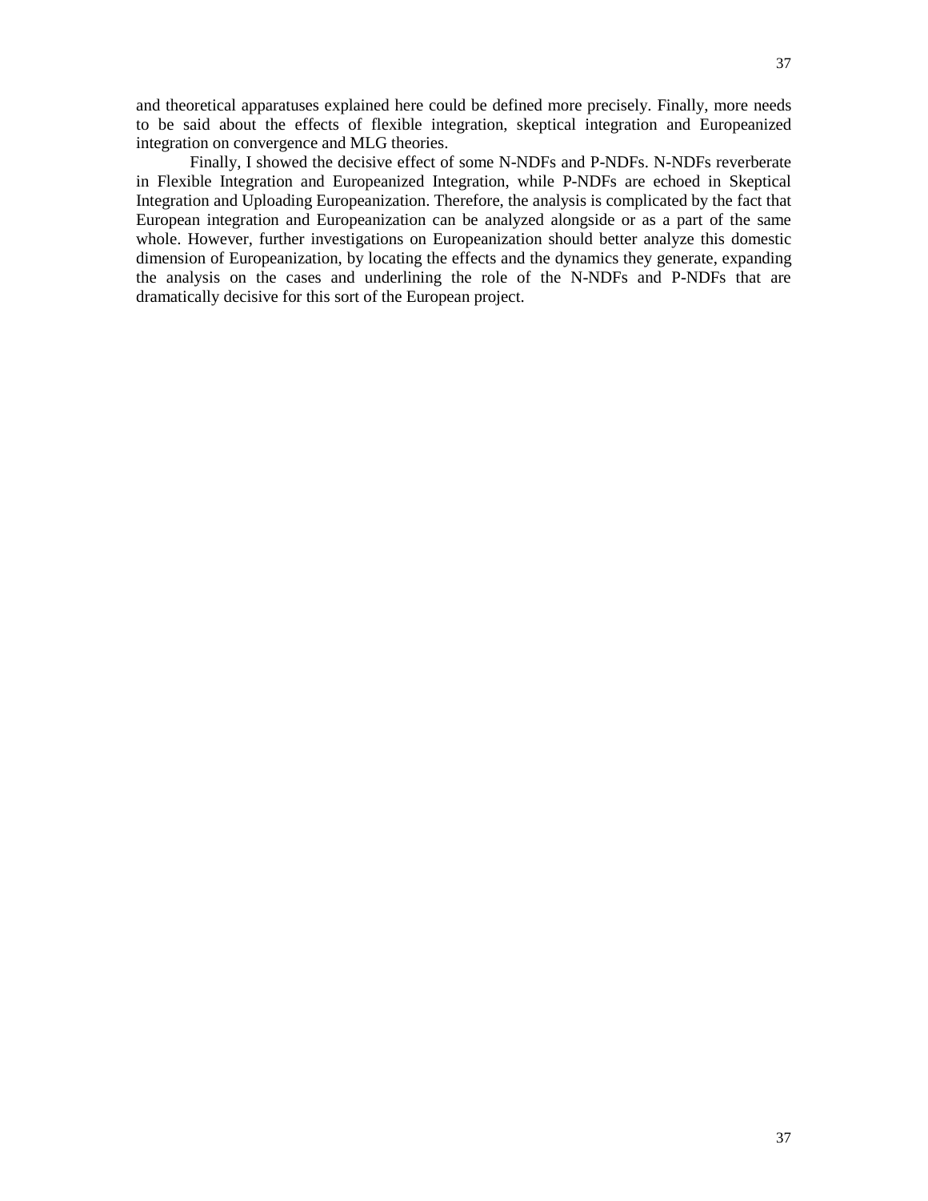and theoretical apparatuses explained here could be defined more precisely. Finally, more needs to be said about the effects of flexible integration, skeptical integration and Europeanized integration on convergence and MLG theories.

Finally, I showed the decisive effect of some N-NDFs and P-NDFs. N-NDFs reverberate in Flexible Integration and Europeanized Integration, while P-NDFs are echoed in Skeptical Integration and Uploading Europeanization. Therefore, the analysis is complicated by the fact that European integration and Europeanization can be analyzed alongside or as a part of the same whole. However, further investigations on Europeanization should better analyze this domestic dimension of Europeanization, by locating the effects and the dynamics they generate, expanding the analysis on the cases and underlining the role of the N-NDFs and P-NDFs that are dramatically decisive for this sort of the European project.